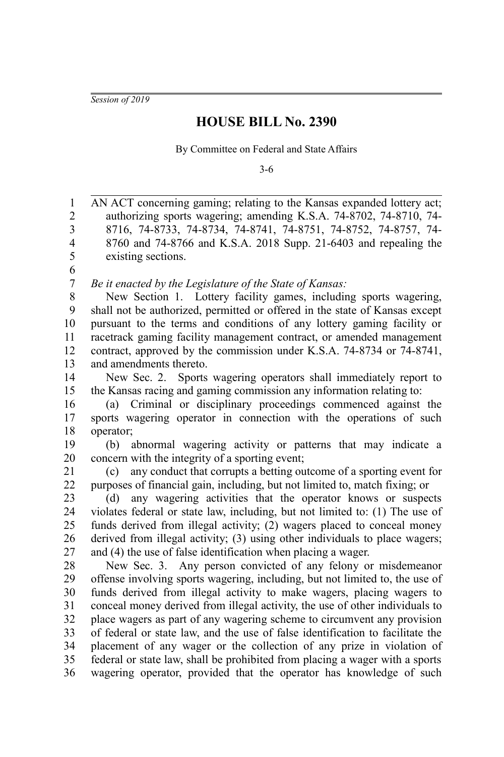*Session of 2019*

# HOUSE BILL No. 2390

By Committee on Federal and State Affairs

3-6

AN ACT concerning gaming; relating to the Kansas expanded lottery act; authorizing sports wagering; amending K.S.A. 74-8702, 74-8710, 74-8716, 74-8733, 74-8734, 74-8741, 74-8751, 74-8752, 74-8757, 74-8760 and 74-8766 and K.S.A. 2018 Supp. 21-6403 and repealing the existing sections.

*Be it enacted by the Legislature of the State of Kansas:*

New Section 1. Lottery facility games, including sports wagering, shall not be authorized, permitted or offered in the state of Kansas except pursuant to the terms and conditions of any lottery gaming facility or racetrack gaming facility management contract, or amended management contract, approved by the commission under K.S.A. 74-8734 or 74-8741, and amendments thereto.

New Sec. 2. Sports wagering operators shall immediately report to the Kansas racing and gaming commission any information relating to:

(a) Criminal or disciplinary proceedings commenced against the sports wagering operator in connection with the operations of such operator;

(b) abnormal wagering activity or patterns that may indicate a concern with the integrity of a sporting event;

(c) any conduct that corrupts a betting outcome of a sporting event for purposes of financial gain, including, but not limited to, match fixing; or

(d) any wagering activities that the operator knows or suspects violates federal or state law, including, but not limited to: (1) The use of funds derived from illegal activity; (2) wagers placed to conceal money derived from illegal activity; (3) using other individuals to place wagers; and (4) the use of false identification when placing a wager.

New Sec. 3. Any person convicted of any felony or misdemeanor offense involving sports wagering, including, but not limited to, the use of funds derived from illegal activity to make wagers, placing wagers to conceal money derived from illegal activity, the use of other individuals to place wagers as part of any wagering scheme to circumvent any provision of federal or state law, and the use of false identification to facilitate the placement of any wager or the collection of any prize in violation of federal or state law, shall be prohibited from placing a wager with a sports wagering operator, provided that the operator has knowledge of such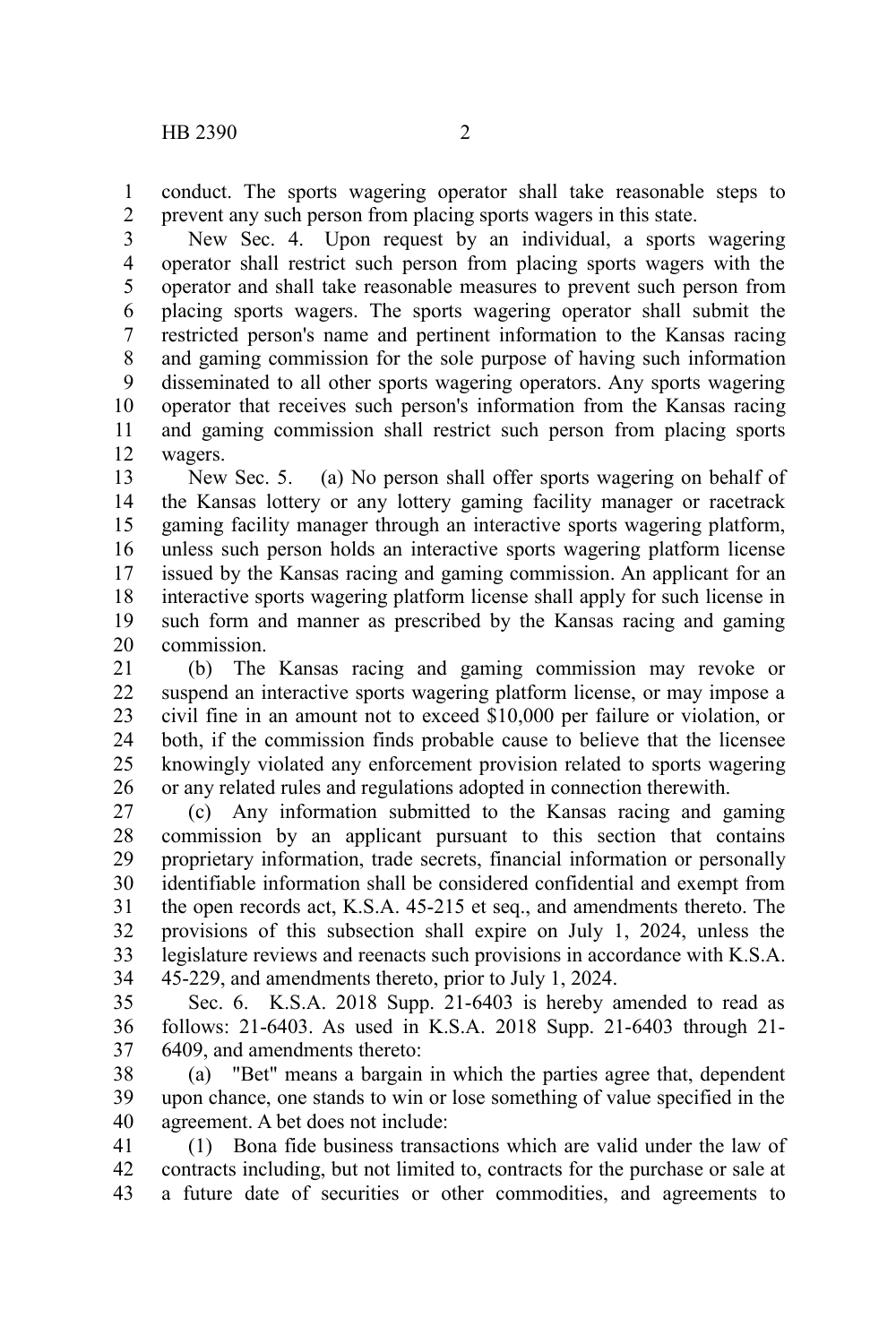conduct. The sports wagering operator shall take reasonable steps to prevent any such person from placing sports wagers in this state.

New Sec. 4. Upon request by an individual, a sports wagering operator shall restrict such person from placing sports wagers with the operator and shall take reasonable measures to prevent such person from placing sports wagers. The sports wagering operator shall submit the restricted person's name and pertinent information to the Kansas racing and gaming commission for the sole purpose of having such information disseminated to all other sports wagering operators. Any sports wagering operator that receives such person's information from the Kansas racing and gaming commission shall restrict such person from placing sports wagers.

New Sec. 5. (a) No person shall offer sports wagering on behalf of the Kansas lottery or any lottery gaming facility manager or racetrack gaming facility manager through an interactive sports wagering platform, unless such person holds an interactive sports wagering platform license issued by the Kansas racing and gaming commission. An applicant for an interactive sports wagering platform license shall apply for such license in such form and manner as prescribed by the Kansas racing and gaming commission.

(b) The Kansas racing and gaming commission may revoke or suspend an interactive sports wagering platform license, or may impose a civil fine in an amount not to exceed $10,000 per failure or violation, or both, if the commission finds probable cause to believe that the licensee knowingly violated any enforcement provision related to sports wagering or any related rules and regulations adopted in connection therewith.

(c) Any information submitted to the Kansas racing and gaming commission by an applicant pursuant to this section that contains proprietary information, trade secrets, financial information or personally identifiable information shall be considered confidential and exempt from the open records act, K.S.A. 45-215 et seq., and amendments thereto. The provisions of this subsection shall expire on July 1, 2024, unless the legislature reviews and reenacts such provisions in accordance with K.S.A. 45-229, and amendments thereto, prior to July 1, 2024.

Sec. 6. K.S.A. 2018 Supp. 21-6403 is hereby amended to read as follows: 21-6403. As used in K.S.A. 2018 Supp. 21-6403 through 21-6409, and amendments thereto:

(a) "Bet" means a bargain in which the parties agree that, dependent upon chance, one stands to win or lose something of value specified in the agreement. A bet does not include:

(1) Bona fide business transactions which are valid under the law of contracts including, but not limited to, contracts for the purchase or sale at a future date of securities or other commodities, and agreements to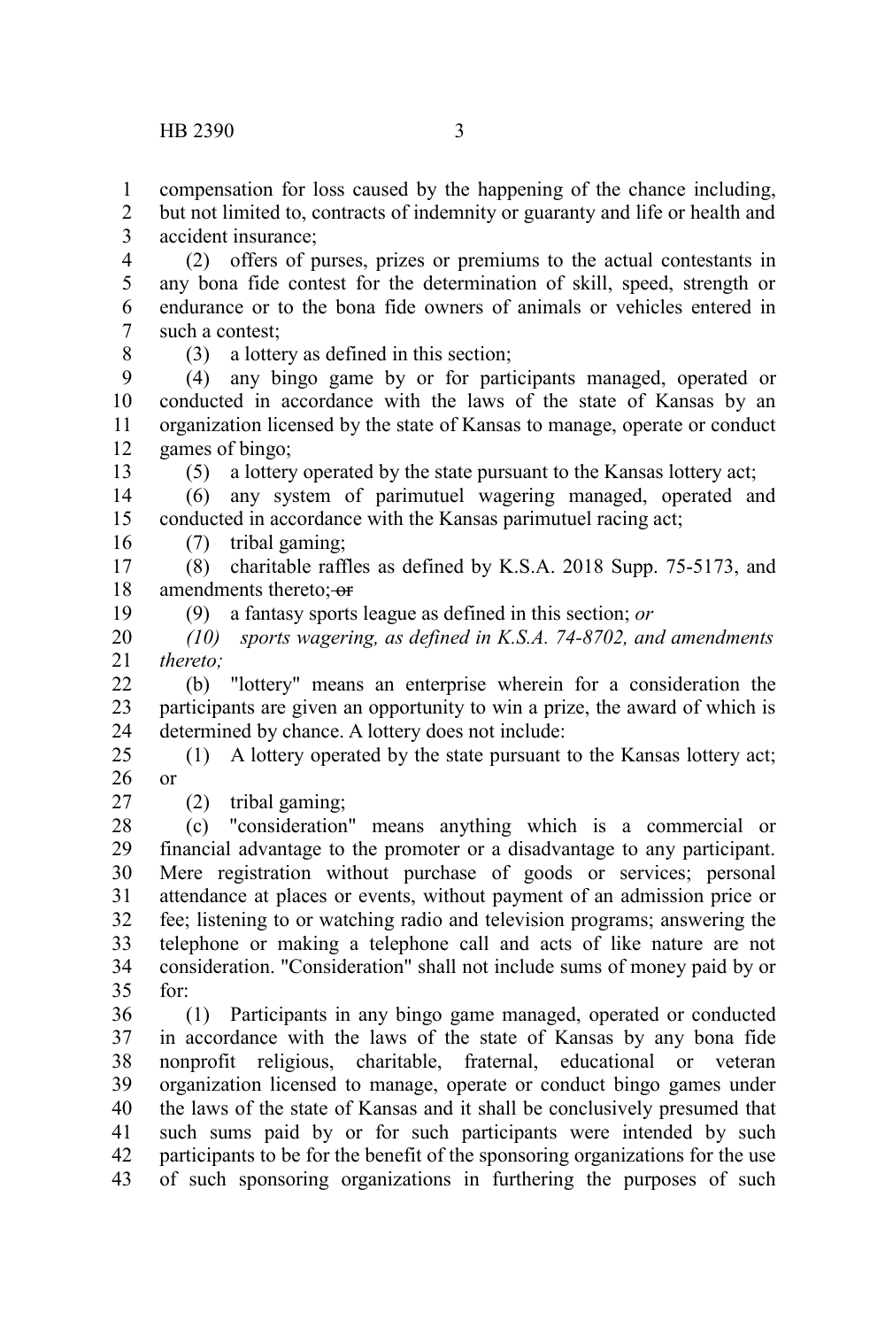compensation for loss caused by the happening of the chance including, but not limited to, contracts of indemnity or guaranty and life or health and accident insurance;

(2) offers of purses, prizes or premiums to the actual contestants in any bona fide contest for the determination of skill, speed, strength or endurance or to the bona fide owners of animals or vehicles entered in such a contest;

(3) a lottery as defined in this section;

(4) any bingo game by or for participants managed, operated or conducted in accordance with the laws of the state of Kansas by an organization licensed by the state of Kansas to manage, operate or conduct games of bingo;

(5) a lottery operated by the state pursuant to the Kansas lottery act;

(6) any system of parimutuel wagering managed, operated and conducted in accordance with the Kansas parimutuel racing act;

(7) tribal gaming;

(8) charitable raffles as defined by K.S.A. 2018 Supp. 75-5173, and amendments thereto; ~~or~~

(9) a fantasy sports league as defined in this section; *or*

*(10) sports wagering, as defined in K.S.A. 74-8702, and amendments thereto;*

(b) "lottery" means an enterprise wherein for a consideration the participants are given an opportunity to win a prize, the award of which is determined by chance. A lottery does not include:

(1) A lottery operated by the state pursuant to the Kansas lottery act; or

(2) tribal gaming;

(c) "consideration" means anything which is a commercial or financial advantage to the promoter or a disadvantage to any participant. Mere registration without purchase of goods or services; personal attendance at places or events, without payment of an admission price or fee; listening to or watching radio and television programs; answering the telephone or making a telephone call and acts of like nature are not consideration. "Consideration" shall not include sums of money paid by or for:

(1) Participants in any bingo game managed, operated or conducted in accordance with the laws of the state of Kansas by any bona fide nonprofit religious, charitable, fraternal, educational or veteran organization licensed to manage, operate or conduct bingo games under the laws of the state of Kansas and it shall be conclusively presumed that such sums paid by or for such participants were intended by such participants to be for the benefit of the sponsoring organizations for the use of such sponsoring organizations in furthering the purposes of such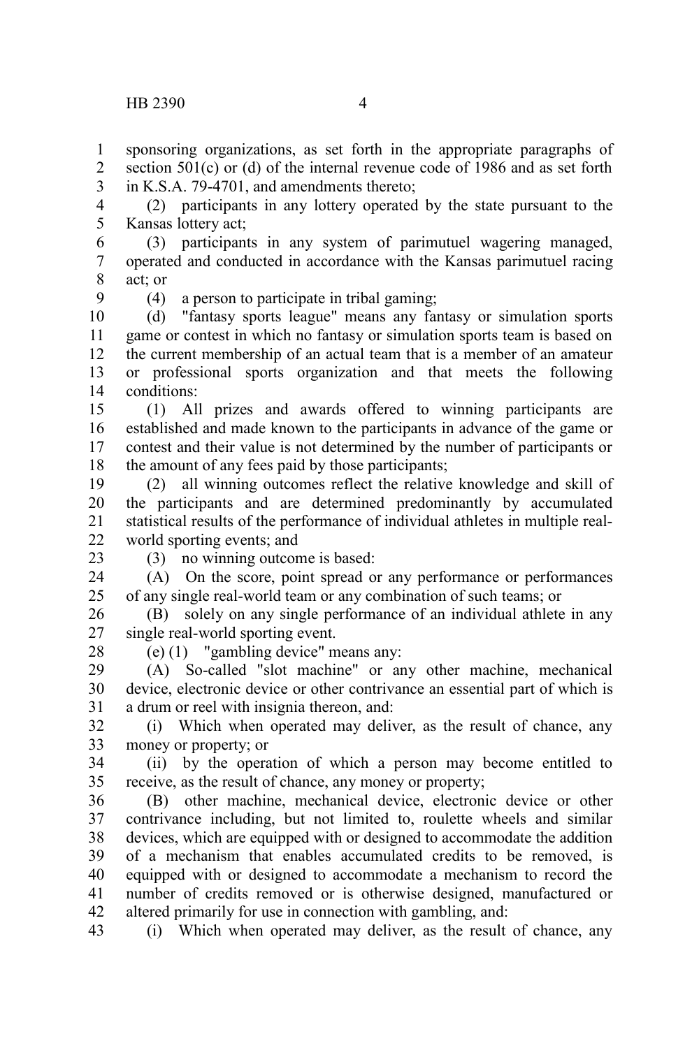sponsoring organizations, as set forth in the appropriate paragraphs of section 501(c) or (d) of the internal revenue code of 1986 and as set forth in K.S.A. 79-4701, and amendments thereto;

(2) participants in any lottery operated by the state pursuant to the Kansas lottery act;

(3) participants in any system of parimutuel wagering managed, operated and conducted in accordance with the Kansas parimutuel racing act; or

(4) a person to participate in tribal gaming;

(d) "fantasy sports league" means any fantasy or simulation sports game or contest in which no fantasy or simulation sports team is based on the current membership of an actual team that is a member of an amateur or professional sports organization and that meets the following conditions:

(1) All prizes and awards offered to winning participants are established and made known to the participants in advance of the game or contest and their value is not determined by the number of participants or the amount of any fees paid by those participants;

(2) all winning outcomes reflect the relative knowledge and skill of the participants and are determined predominantly by accumulated statistical results of the performance of individual athletes in multiple real-world sporting events; and

(3) no winning outcome is based:

(A) On the score, point spread or any performance or performances of any single real-world team or any combination of such teams; or

(B) solely on any single performance of an individual athlete in any single real-world sporting event.

(e) (1) "gambling device" means any:

(A) So-called "slot machine" or any other machine, mechanical device, electronic device or other contrivance an essential part of which is a drum or reel with insignia thereon, and:

(i) Which when operated may deliver, as the result of chance, any money or property; or

(ii) by the operation of which a person may become entitled to receive, as the result of chance, any money or property;

(B) other machine, mechanical device, electronic device or other contrivance including, but not limited to, roulette wheels and similar devices, which are equipped with or designed to accommodate the addition of a mechanism that enables accumulated credits to be removed, is equipped with or designed to accommodate a mechanism to record the number of credits removed or is otherwise designed, manufactured or altered primarily for use in connection with gambling, and:

(i) Which when operated may deliver, as the result of chance, any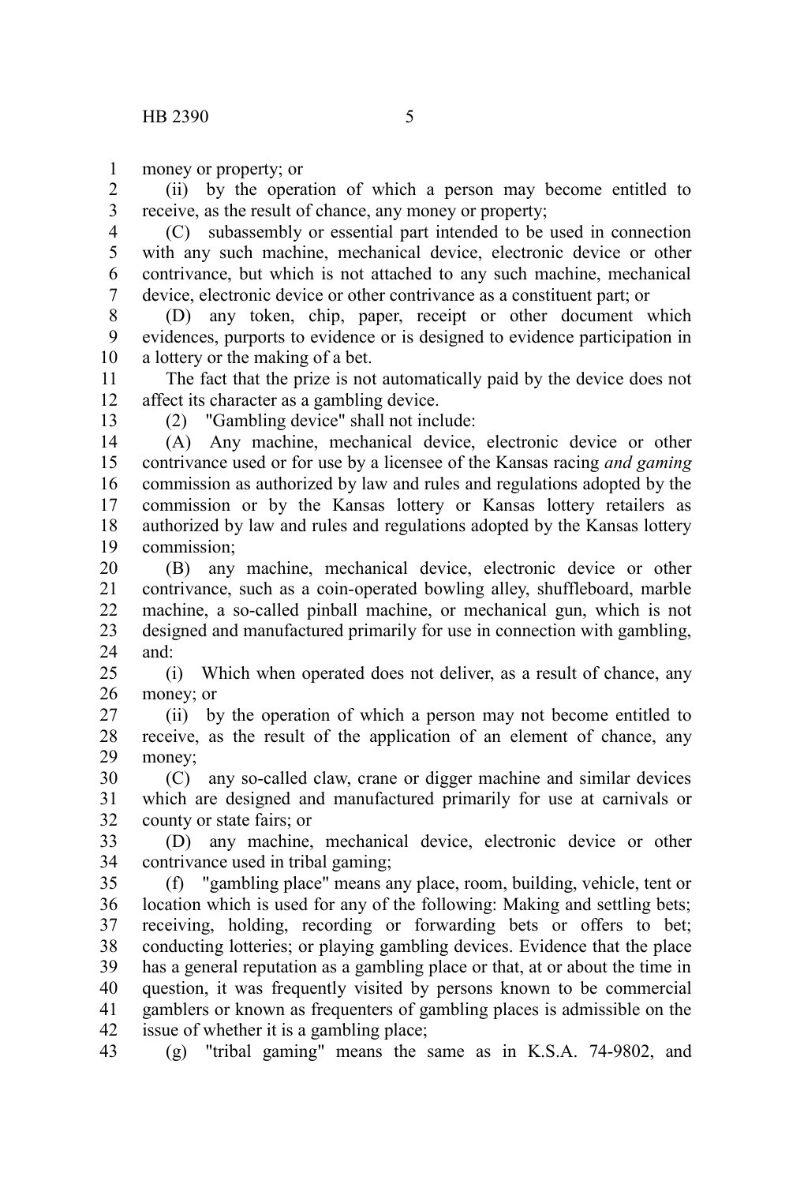money or property; or

(ii) by the operation of which a person may become entitled to receive, as the result of chance, any money or property;

(C) subassembly or essential part intended to be used in connection with any such machine, mechanical device, electronic device or other contrivance, but which is not attached to any such machine, mechanical device, electronic device or other contrivance as a constituent part; or

(D) any token, chip, paper, receipt or other document which evidences, purports to evidence or is designed to evidence participation in a lottery or the making of a bet.

The fact that the prize is not automatically paid by the device does not affect its character as a gambling device.

(2) "Gambling device" shall not include:

(A) Any machine, mechanical device, electronic device or other contrivance used or for use by a licensee of the Kansas racing *and gaming* commission as authorized by law and rules and regulations adopted by the commission or by the Kansas lottery or Kansas lottery retailers as authorized by law and rules and regulations adopted by the Kansas lottery commission;

(B) any machine, mechanical device, electronic device or other contrivance, such as a coin-operated bowling alley, shuffleboard, marble machine, a so-called pinball machine, or mechanical gun, which is not designed and manufactured primarily for use in connection with gambling, and:

(i) Which when operated does not deliver, as a result of chance, any money; or

(ii) by the operation of which a person may not become entitled to receive, as the result of the application of an element of chance, any money;

(C) any so-called claw, crane or digger machine and similar devices which are designed and manufactured primarily for use at carnivals or county or state fairs; or

(D) any machine, mechanical device, electronic device or other contrivance used in tribal gaming;

(f) "gambling place" means any place, room, building, vehicle, tent or location which is used for any of the following: Making and settling bets; receiving, holding, recording or forwarding bets or offers to bet; conducting lotteries; or playing gambling devices. Evidence that the place has a general reputation as a gambling place or that, at or about the time in question, it was frequently visited by persons known to be commercial gamblers or known as frequenters of gambling places is admissible on the issue of whether it is a gambling place;

(g) "tribal gaming" means the same as in K.S.A. 74-9802, and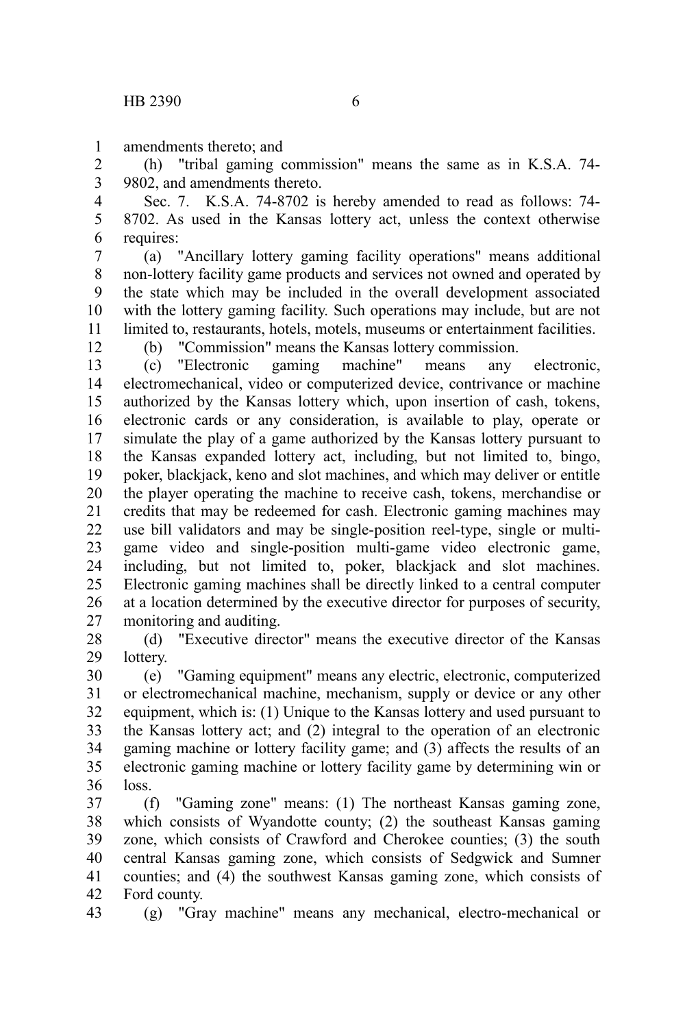amendments thereto; and

(h) "tribal gaming commission" means the same as in K.S.A. 74-9802, and amendments thereto.

Sec. 7. K.S.A. 74-8702 is hereby amended to read as follows: 74-8702. As used in the Kansas lottery act, unless the context otherwise requires:

(a) "Ancillary lottery gaming facility operations" means additional non-lottery facility game products and services not owned and operated by the state which may be included in the overall development associated with the lottery gaming facility. Such operations may include, but are not limited to, restaurants, hotels, motels, museums or entertainment facilities.

(b) "Commission" means the Kansas lottery commission.

(c) "Electronic gaming machine" means any electronic, electromechanical, video or computerized device, contrivance or machine authorized by the Kansas lottery which, upon insertion of cash, tokens, electronic cards or any consideration, is available to play, operate or simulate the play of a game authorized by the Kansas lottery pursuant to the Kansas expanded lottery act, including, but not limited to, bingo, poker, blackjack, keno and slot machines, and which may deliver or entitle the player operating the machine to receive cash, tokens, merchandise or credits that may be redeemed for cash. Electronic gaming machines may use bill validators and may be single-position reel-type, single or multi-game video and single-position multi-game video electronic game, including, but not limited to, poker, blackjack and slot machines. Electronic gaming machines shall be directly linked to a central computer at a location determined by the executive director for purposes of security, monitoring and auditing.

(d) "Executive director" means the executive director of the Kansas lottery.

(e) "Gaming equipment" means any electric, electronic, computerized or electromechanical machine, mechanism, supply or device or any other equipment, which is: (1) Unique to the Kansas lottery and used pursuant to the Kansas lottery act; and (2) integral to the operation of an electronic gaming machine or lottery facility game; and (3) affects the results of an electronic gaming machine or lottery facility game by determining win or loss.

(f) "Gaming zone" means: (1) The northeast Kansas gaming zone, which consists of Wyandotte county; (2) the southeast Kansas gaming zone, which consists of Crawford and Cherokee counties; (3) the south central Kansas gaming zone, which consists of Sedgwick and Sumner counties; and (4) the southwest Kansas gaming zone, which consists of Ford county.

(g) "Gray machine" means any mechanical, electro-mechanical or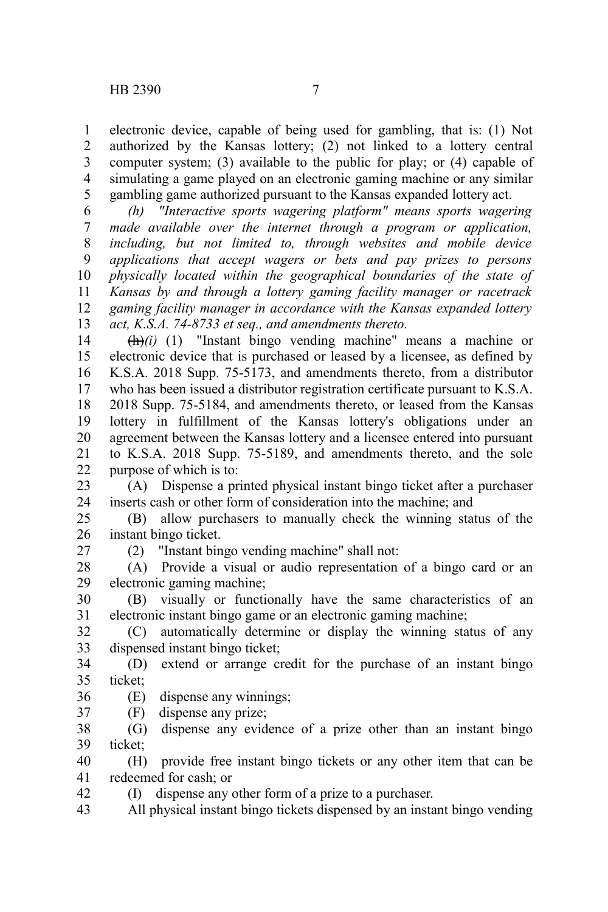electronic device, capable of being used for gambling, that is: (1) Not authorized by the Kansas lottery; (2) not linked to a lottery central computer system; (3) available to the public for play; or (4) capable of simulating a game played on an electronic gaming machine or any similar gambling game authorized pursuant to the Kansas expanded lottery act.

*(h) "Interactive sports wagering platform" means sports wagering made available over the internet through a program or application, including, but not limited to, through websites and mobile device applications that accept wagers or bets and pay prizes to persons physically located within the geographical boundaries of the state of Kansas by and through a lottery gaming facility manager or racetrack gaming facility manager in accordance with the Kansas expanded lottery act, K.S.A. 74-8733 et seq., and amendments thereto.*

~~(h)~~*(i)* (1) "Instant bingo vending machine" means a machine or electronic device that is purchased or leased by a licensee, as defined by K.S.A. 2018 Supp. 75-5173, and amendments thereto, from a distributor who has been issued a distributor registration certificate pursuant to K.S.A. 2018 Supp. 75-5184, and amendments thereto, or leased from the Kansas lottery in fulfillment of the Kansas lottery's obligations under an agreement between the Kansas lottery and a licensee entered into pursuant to K.S.A. 2018 Supp. 75-5189, and amendments thereto, and the sole purpose of which is to:

(A) Dispense a printed physical instant bingo ticket after a purchaser inserts cash or other form of consideration into the machine; and

(B) allow purchasers to manually check the winning status of the instant bingo ticket.

(2) "Instant bingo vending machine" shall not:

(A) Provide a visual or audio representation of a bingo card or an electronic gaming machine;

(B) visually or functionally have the same characteristics of an electronic instant bingo game or an electronic gaming machine;

(C) automatically determine or display the winning status of any dispensed instant bingo ticket;

(D) extend or arrange credit for the purchase of an instant bingo ticket;

(E) dispense any winnings;

(F) dispense any prize;

(G) dispense any evidence of a prize other than an instant bingo ticket;

(H) provide free instant bingo tickets or any other item that can be redeemed for cash; or

(I) dispense any other form of a prize to a purchaser.

All physical instant bingo tickets dispensed by an instant bingo vending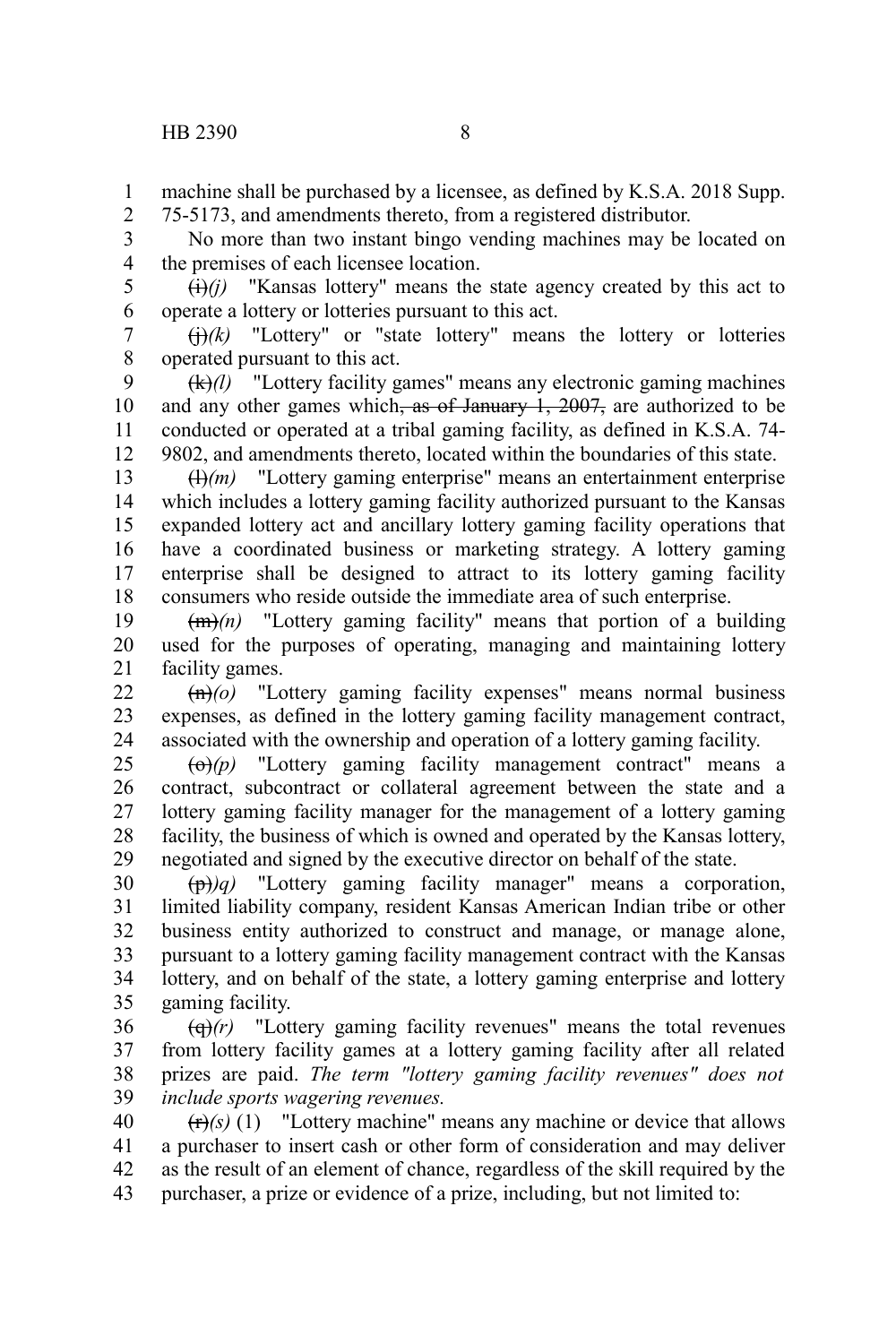machine shall be purchased by a licensee, as defined by K.S.A. 2018 Supp. 75-5173, and amendments thereto, from a registered distributor.

No more than two instant bingo vending machines may be located on the premises of each licensee location.

~~(i)~~*(j)* "Kansas lottery" means the state agency created by this act to operate a lottery or lotteries pursuant to this act.

~~(j)~~*(k)* "Lottery" or "state lottery" means the lottery or lotteries operated pursuant to this act.

~~(k)~~*(l)* "Lottery facility games" means any electronic gaming machines and any other games which~~, as of January 1, 2007,~~ are authorized to be conducted or operated at a tribal gaming facility, as defined in K.S.A. 74-9802, and amendments thereto, located within the boundaries of this state.

~~(l)~~*(m)* "Lottery gaming enterprise" means an entertainment enterprise which includes a lottery gaming facility authorized pursuant to the Kansas expanded lottery act and ancillary lottery gaming facility operations that have a coordinated business or marketing strategy. A lottery gaming enterprise shall be designed to attract to its lottery gaming facility consumers who reside outside the immediate area of such enterprise.

~~(m)~~*(n)* "Lottery gaming facility" means that portion of a building used for the purposes of operating, managing and maintaining lottery facility games.

~~(n)~~*(o)* "Lottery gaming facility expenses" means normal business expenses, as defined in the lottery gaming facility management contract, associated with the ownership and operation of a lottery gaming facility.

~~(o)~~*(p)* "Lottery gaming facility management contract" means a contract, subcontract or collateral agreement between the state and a lottery gaming facility manager for the management of a lottery gaming facility, the business of which is owned and operated by the Kansas lottery, negotiated and signed by the executive director on behalf of the state.

~~(p)~~*)q)* "Lottery gaming facility manager" means a corporation, limited liability company, resident Kansas American Indian tribe or other business entity authorized to construct and manage, or manage alone, pursuant to a lottery gaming facility management contract with the Kansas lottery, and on behalf of the state, a lottery gaming enterprise and lottery gaming facility.

~~(q)~~*(r)* "Lottery gaming facility revenues" means the total revenues from lottery facility games at a lottery gaming facility after all related prizes are paid. *The term "lottery gaming facility revenues" does not include sports wagering revenues.*

~~(r)~~*(s)* (1) "Lottery machine" means any machine or device that allows a purchaser to insert cash or other form of consideration and may deliver as the result of an element of chance, regardless of the skill required by the purchaser, a prize or evidence of a prize, including, but not limited to: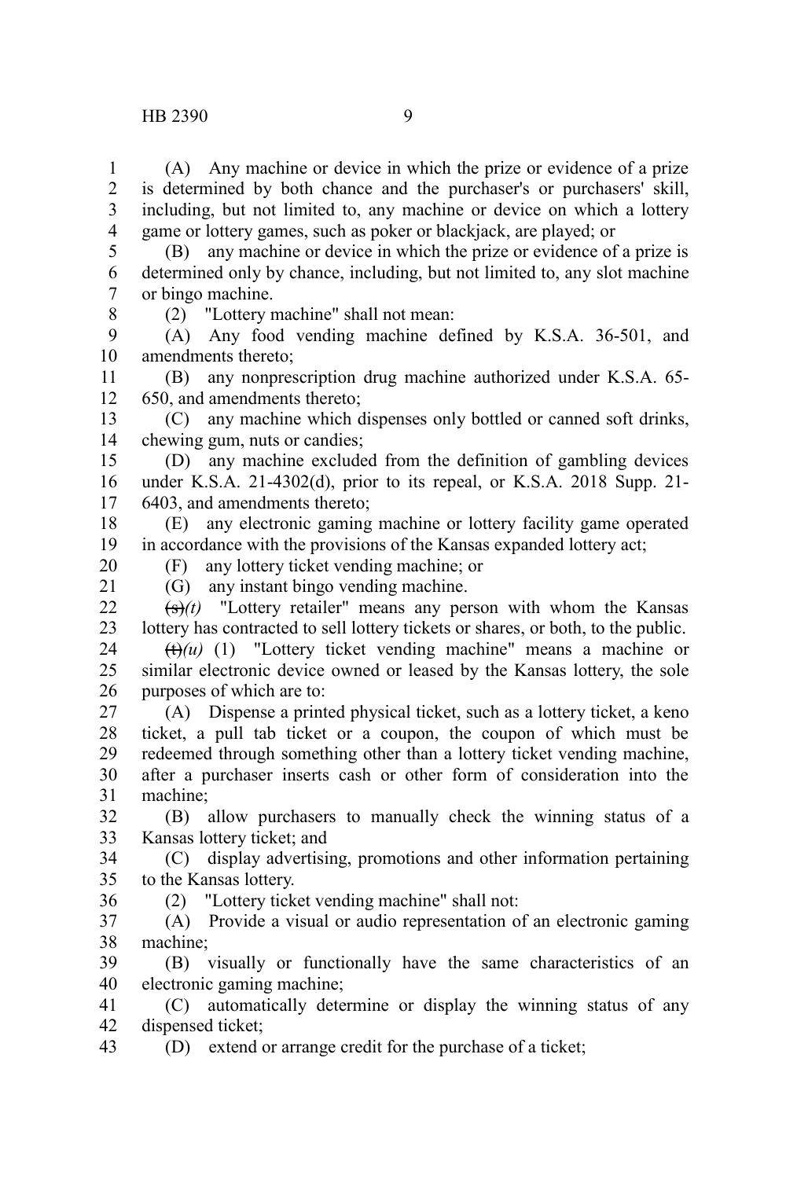(A) Any machine or device in which the prize or evidence of a prize is determined by both chance and the purchaser's or purchasers' skill, including, but not limited to, any machine or device on which a lottery game or lottery games, such as poker or blackjack, are played; or

(B) any machine or device in which the prize or evidence of a prize is determined only by chance, including, but not limited to, any slot machine or bingo machine.

(2) "Lottery machine" shall not mean:

(A) Any food vending machine defined by K.S.A. 36-501, and amendments thereto;

(B) any nonprescription drug machine authorized under K.S.A. 65-650, and amendments thereto;

(C) any machine which dispenses only bottled or canned soft drinks, chewing gum, nuts or candies;

(D) any machine excluded from the definition of gambling devices under K.S.A. 21-4302(d), prior to its repeal, or K.S.A. 2018 Supp. 21-6403, and amendments thereto;

(E) any electronic gaming machine or lottery facility game operated in accordance with the provisions of the Kansas expanded lottery act;

(F) any lottery ticket vending machine; or

(G) any instant bingo vending machine.

~~(s)~~*(t)* "Lottery retailer" means any person with whom the Kansas lottery has contracted to sell lottery tickets or shares, or both, to the public.

~~(t)~~*(u)* (1) "Lottery ticket vending machine" means a machine or similar electronic device owned or leased by the Kansas lottery, the sole purposes of which are to:

(A) Dispense a printed physical ticket, such as a lottery ticket, a keno ticket, a pull tab ticket or a coupon, the coupon of which must be redeemed through something other than a lottery ticket vending machine, after a purchaser inserts cash or other form of consideration into the machine;

(B) allow purchasers to manually check the winning status of a Kansas lottery ticket; and

(C) display advertising, promotions and other information pertaining to the Kansas lottery.

(2) "Lottery ticket vending machine" shall not:

(A) Provide a visual or audio representation of an electronic gaming machine;

(B) visually or functionally have the same characteristics of an electronic gaming machine;

(C) automatically determine or display the winning status of any dispensed ticket;

(D) extend or arrange credit for the purchase of a ticket;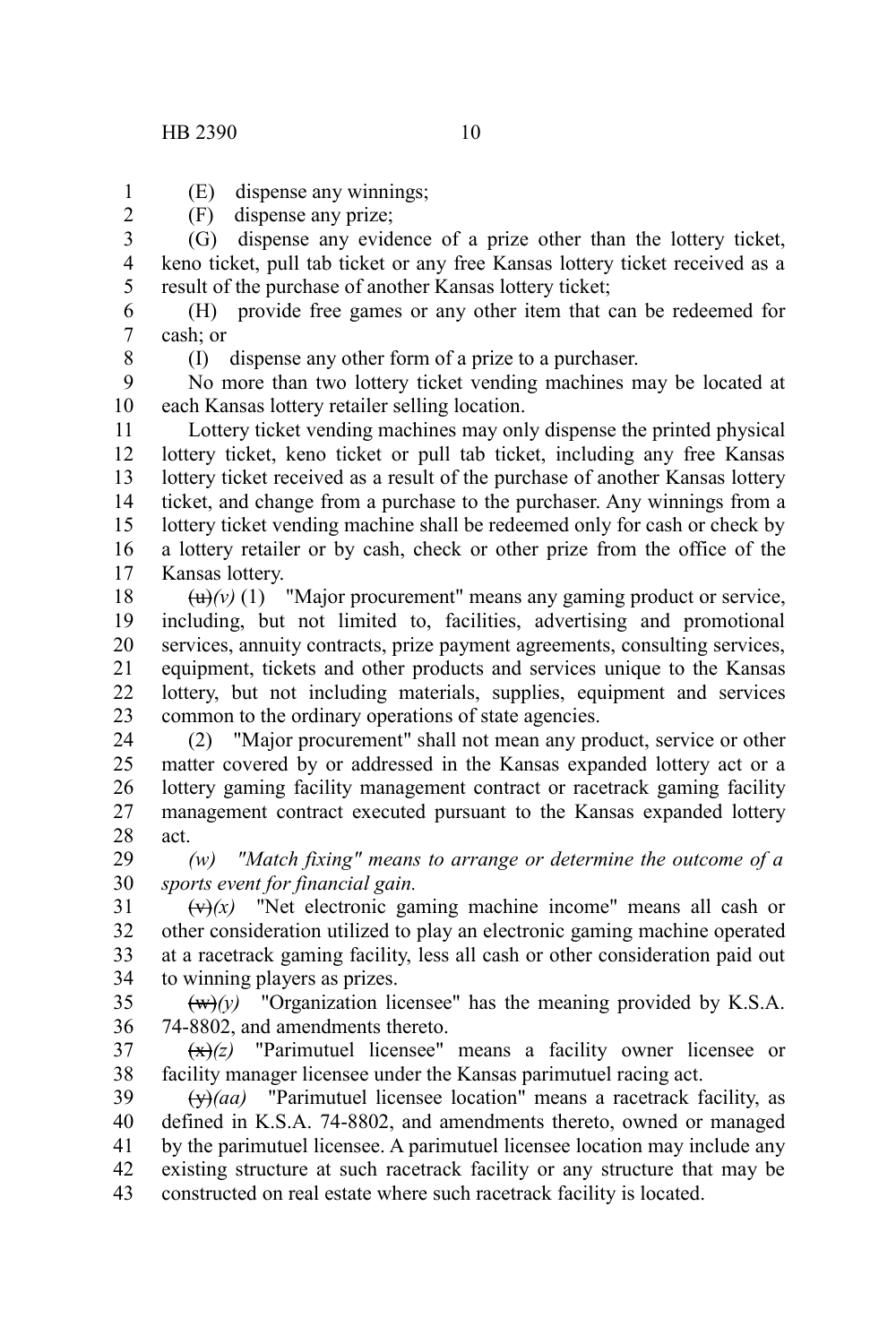(E) dispense any winnings;

(F) dispense any prize;

(G) dispense any evidence of a prize other than the lottery ticket, keno ticket, pull tab ticket or any free Kansas lottery ticket received as a result of the purchase of another Kansas lottery ticket;

(H) provide free games or any other item that can be redeemed for cash; or

(I) dispense any other form of a prize to a purchaser.

No more than two lottery ticket vending machines may be located at each Kansas lottery retailer selling location.

Lottery ticket vending machines may only dispense the printed physical lottery ticket, keno ticket or pull tab ticket, including any free Kansas lottery ticket received as a result of the purchase of another Kansas lottery ticket, and change from a purchase to the purchaser. Any winnings from a lottery ticket vending machine shall be redeemed only for cash or check by a lottery retailer or by cash, check or other prize from the office of the Kansas lottery.

~~(u)~~*(v)* (1) "Major procurement" means any gaming product or service, including, but not limited to, facilities, advertising and promotional services, annuity contracts, prize payment agreements, consulting services, equipment, tickets and other products and services unique to the Kansas lottery, but not including materials, supplies, equipment and services common to the ordinary operations of state agencies.

(2) "Major procurement" shall not mean any product, service or other matter covered by or addressed in the Kansas expanded lottery act or a lottery gaming facility management contract or racetrack gaming facility management contract executed pursuant to the Kansas expanded lottery act.

*(w) "Match fixing" means to arrange or determine the outcome of a sports event for financial gain.*

~~(v)~~*(x)* "Net electronic gaming machine income" means all cash or other consideration utilized to play an electronic gaming machine operated at a racetrack gaming facility, less all cash or other consideration paid out to winning players as prizes.

~~(w)~~*(y)* "Organization licensee" has the meaning provided by K.S.A. 74-8802, and amendments thereto.

~~(x)~~*(z)* "Parimutuel licensee" means a facility owner licensee or facility manager licensee under the Kansas parimutuel racing act.

~~(y)~~*(aa)* "Parimutuel licensee location" means a racetrack facility, as defined in K.S.A. 74-8802, and amendments thereto, owned or managed by the parimutuel licensee. A parimutuel licensee location may include any existing structure at such racetrack facility or any structure that may be constructed on real estate where such racetrack facility is located.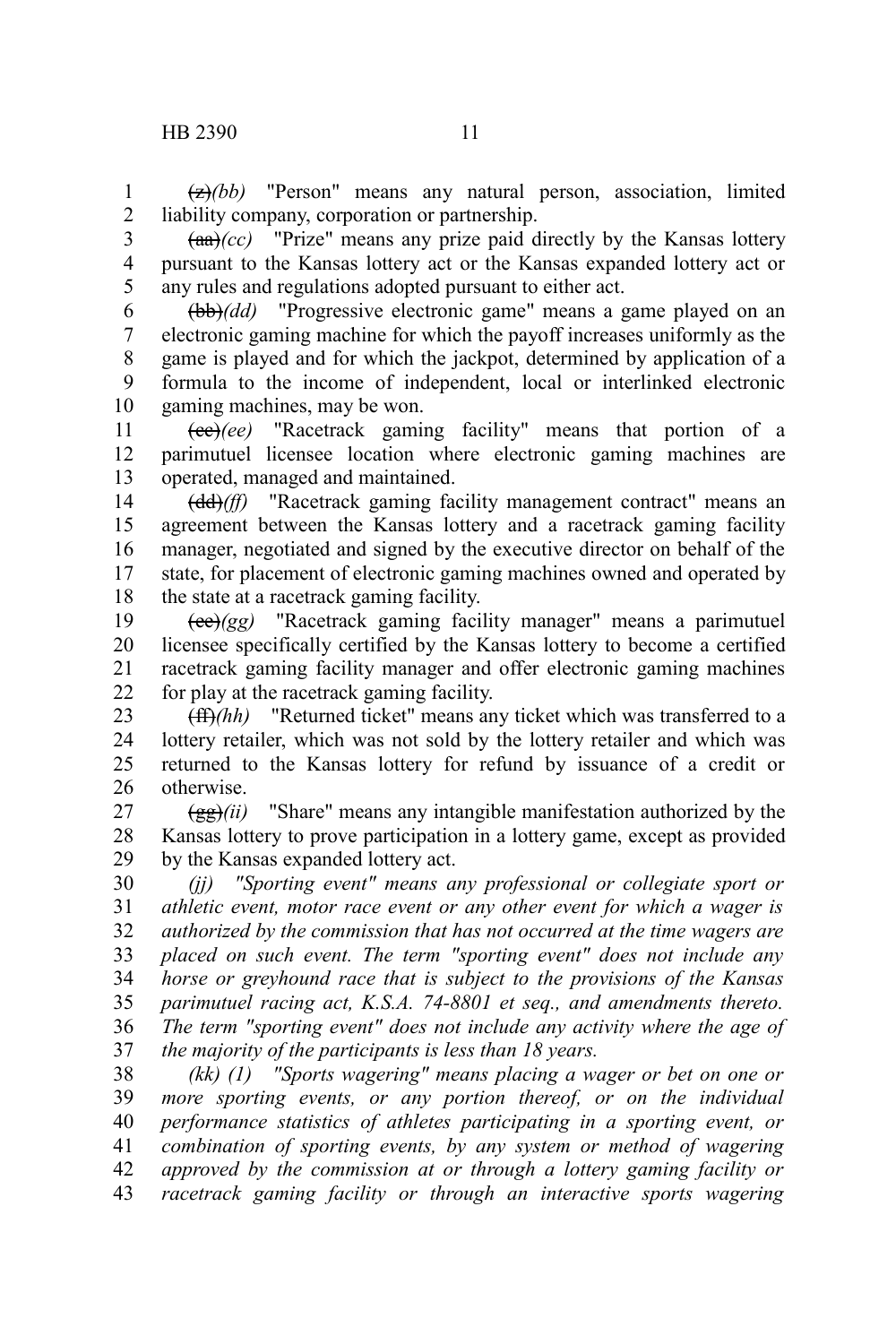~~(z)~~*(bb)* "Person" means any natural person, association, limited liability company, corporation or partnership.

~~(aa)~~*(cc)* "Prize" means any prize paid directly by the Kansas lottery pursuant to the Kansas lottery act or the Kansas expanded lottery act or any rules and regulations adopted pursuant to either act.

~~(bb)~~*(dd)* "Progressive electronic game" means a game played on an electronic gaming machine for which the payoff increases uniformly as the game is played and for which the jackpot, determined by application of a formula to the income of independent, local or interlinked electronic gaming machines, may be won.

~~(cc)~~*(ee)* "Racetrack gaming facility" means that portion of a parimutuel licensee location where electronic gaming machines are operated, managed and maintained.

~~(dd)~~*(ff)* "Racetrack gaming facility management contract" means an agreement between the Kansas lottery and a racetrack gaming facility manager, negotiated and signed by the executive director on behalf of the state, for placement of electronic gaming machines owned and operated by the state at a racetrack gaming facility.

~~(ee)~~*(gg)* "Racetrack gaming facility manager" means a parimutuel licensee specifically certified by the Kansas lottery to become a certified racetrack gaming facility manager and offer electronic gaming machines for play at the racetrack gaming facility.

~~(ff)~~*(hh)* "Returned ticket" means any ticket which was transferred to a lottery retailer, which was not sold by the lottery retailer and which was returned to the Kansas lottery for refund by issuance of a credit or otherwise.

~~(gg)~~*(ii)* "Share" means any intangible manifestation authorized by the Kansas lottery to prove participation in a lottery game, except as provided by the Kansas expanded lottery act.

*(jj) "Sporting event" means any professional or collegiate sport or athletic event, motor race event or any other event for which a wager is authorized by the commission that has not occurred at the time wagers are placed on such event. The term "sporting event" does not include any horse or greyhound race that is subject to the provisions of the Kansas parimutuel racing act, K.S.A. 74-8801 et seq., and amendments thereto. The term "sporting event" does not include any activity where the age of the majority of the participants is less than 18 years.*

*(kk) (1) "Sports wagering" means placing a wager or bet on one or more sporting events, or any portion thereof, or on the individual performance statistics of athletes participating in a sporting event, or combination of sporting events, by any system or method of wagering approved by the commission at or through a lottery gaming facility or racetrack gaming facility or through an interactive sports wagering*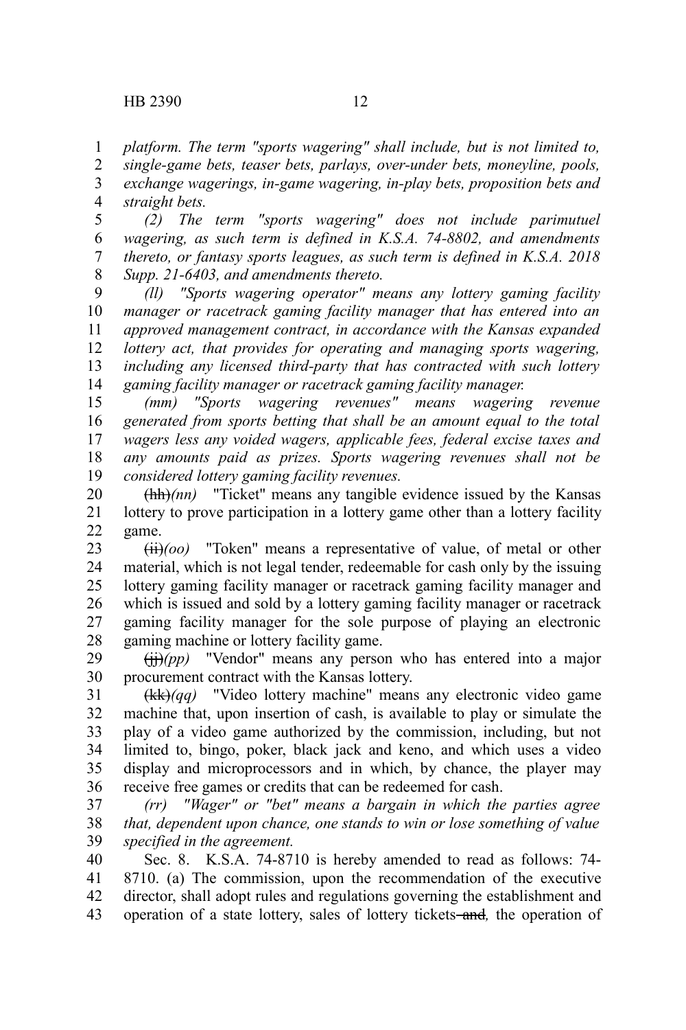*platform. The term "sports wagering" shall include, but is not limited to, single-game bets, teaser bets, parlays, over-under bets, moneyline, pools, exchange wagerings, in-game wagering, in-play bets, proposition bets and straight bets.*

*(2) The term "sports wagering" does not include parimutuel wagering, as such term is defined in K.S.A. 74-8802, and amendments thereto, or fantasy sports leagues, as such term is defined in K.S.A. 2018 Supp. 21-6403, and amendments thereto.*

*(ll) "Sports wagering operator" means any lottery gaming facility manager or racetrack gaming facility manager that has entered into an approved management contract, in accordance with the Kansas expanded lottery act, that provides for operating and managing sports wagering, including any licensed third-party that has contracted with such lottery gaming facility manager or racetrack gaming facility manager.*

*(mm) "Sports wagering revenues" means wagering revenue generated from sports betting that shall be an amount equal to the total wagers less any voided wagers, applicable fees, federal excise taxes and any amounts paid as prizes. Sports wagering revenues shall not be considered lottery gaming facility revenues.*

~~(hh)~~*(nn)* "Ticket" means any tangible evidence issued by the Kansas lottery to prove participation in a lottery game other than a lottery facility game.

~~(ii)~~*(oo)* "Token" means a representative of value, of metal or other material, which is not legal tender, redeemable for cash only by the issuing lottery gaming facility manager or racetrack gaming facility manager and which is issued and sold by a lottery gaming facility manager or racetrack gaming facility manager for the sole purpose of playing an electronic gaming machine or lottery facility game.

~~(jj)~~*(pp)* "Vendor" means any person who has entered into a major procurement contract with the Kansas lottery.

~~(kk)~~*(qq)* "Video lottery machine" means any electronic video game machine that, upon insertion of cash, is available to play or simulate the play of a video game authorized by the commission, including, but not limited to, bingo, poker, black jack and keno, and which uses a video display and microprocessors and in which, by chance, the player may receive free games or credits that can be redeemed for cash.

*(rr) "Wager" or "bet" means a bargain in which the parties agree that, dependent upon chance, one stands to win or lose something of value specified in the agreement.*

Sec. 8. K.S.A. 74-8710 is hereby amended to read as follows: 74-8710. (a) The commission, upon the recommendation of the executive director, shall adopt rules and regulations governing the establishment and operation of a state lottery, sales of lottery tickets ~~and~~*,* the operation of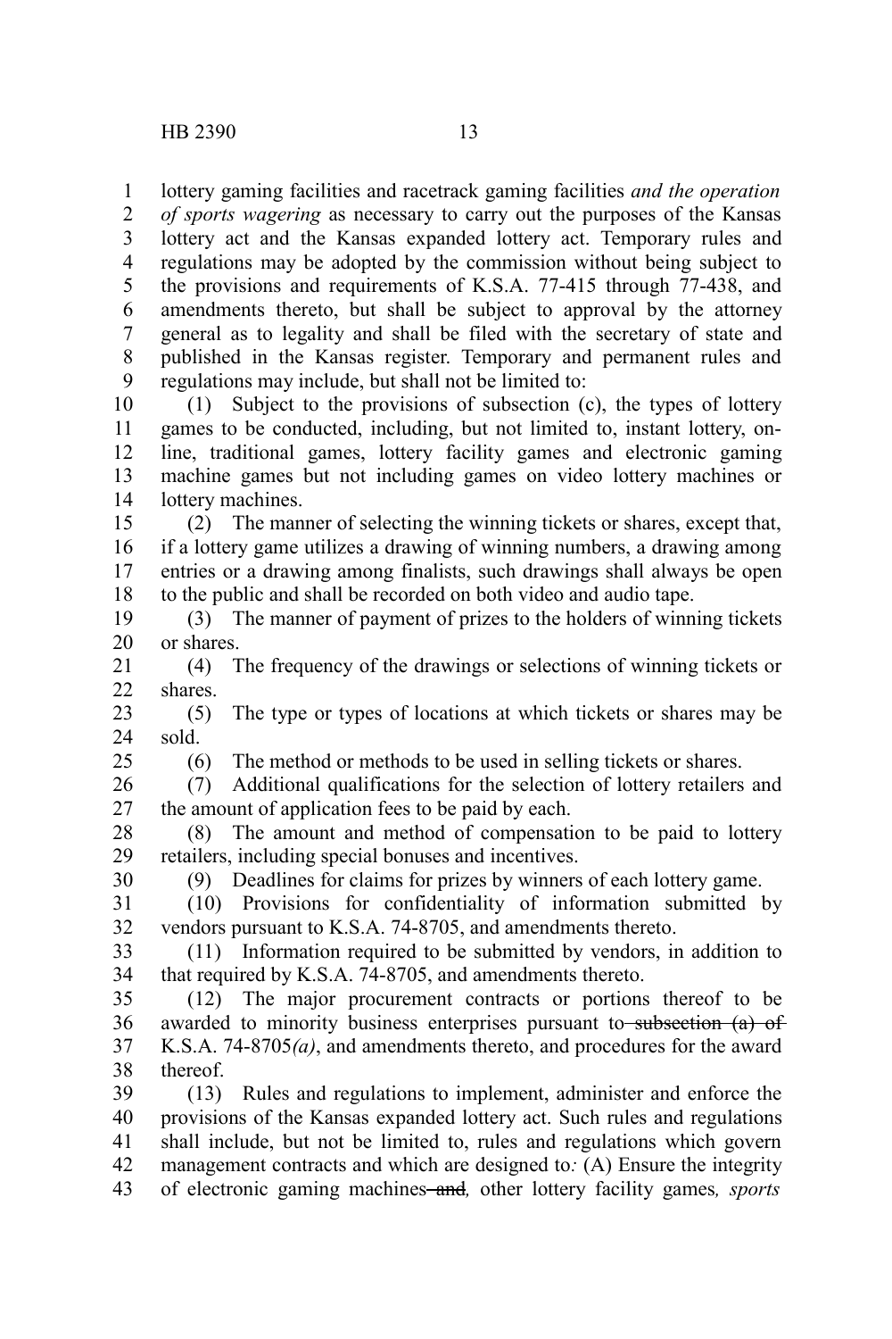lottery gaming facilities and racetrack gaming facilities *and the operation of sports wagering* as necessary to carry out the purposes of the Kansas lottery act and the Kansas expanded lottery act. Temporary rules and regulations may be adopted by the commission without being subject to the provisions and requirements of K.S.A. 77-415 through 77-438, and amendments thereto, but shall be subject to approval by the attorney general as to legality and shall be filed with the secretary of state and published in the Kansas register. Temporary and permanent rules and regulations may include, but shall not be limited to:

(1) Subject to the provisions of subsection (c), the types of lottery games to be conducted, including, but not limited to, instant lottery, on-line, traditional games, lottery facility games and electronic gaming machine games but not including games on video lottery machines or lottery machines.

(2) The manner of selecting the winning tickets or shares, except that, if a lottery game utilizes a drawing of winning numbers, a drawing among entries or a drawing among finalists, such drawings shall always be open to the public and shall be recorded on both video and audio tape.

(3) The manner of payment of prizes to the holders of winning tickets or shares.

(4) The frequency of the drawings or selections of winning tickets or shares.

(5) The type or types of locations at which tickets or shares may be sold.

(6) The method or methods to be used in selling tickets or shares.

(7) Additional qualifications for the selection of lottery retailers and the amount of application fees to be paid by each.

(8) The amount and method of compensation to be paid to lottery retailers, including special bonuses and incentives.

(9) Deadlines for claims for prizes by winners of each lottery game.

(10) Provisions for confidentiality of information submitted by vendors pursuant to K.S.A. 74-8705, and amendments thereto.

(11) Information required to be submitted by vendors, in addition to that required by K.S.A. 74-8705, and amendments thereto.

(12) The major procurement contracts or portions thereof to be awarded to minority business enterprises pursuant to ~~subsection (a) of~~ K.S.A. 74-8705*(a)*, and amendments thereto, and procedures for the award thereof.

(13) Rules and regulations to implement, administer and enforce the provisions of the Kansas expanded lottery act. Such rules and regulations shall include, but not be limited to, rules and regulations which govern management contracts and which are designed to*:* (A) Ensure the integrity of electronic gaming machines ~~and~~*,* other lottery facility games*, sports*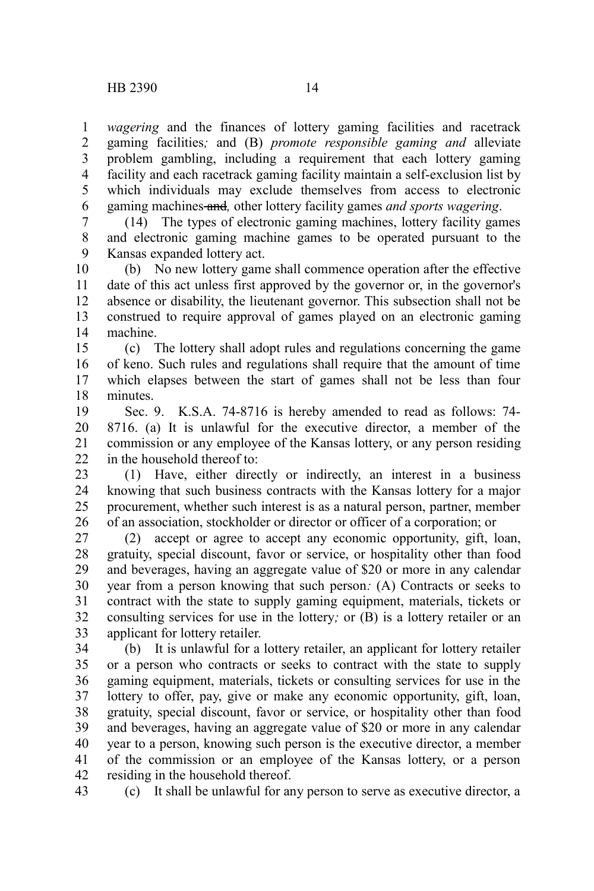*wagering* and the finances of lottery gaming facilities and racetrack gaming facilities*;* and (B) *promote responsible gaming and* alleviate problem gambling, including a requirement that each lottery gaming facility and each racetrack gaming facility maintain a self-exclusion list by which individuals may exclude themselves from access to electronic gaming machines ~~and~~*,* other lottery facility games *and sports wagering*.

(14) The types of electronic gaming machines, lottery facility games and electronic gaming machine games to be operated pursuant to the Kansas expanded lottery act.

(b) No new lottery game shall commence operation after the effective date of this act unless first approved by the governor or, in the governor's absence or disability, the lieutenant governor. This subsection shall not be construed to require approval of games played on an electronic gaming machine.

(c) The lottery shall adopt rules and regulations concerning the game of keno. Such rules and regulations shall require that the amount of time which elapses between the start of games shall not be less than four minutes.

Sec. 9. K.S.A. 74-8716 is hereby amended to read as follows: 74-8716. (a) It is unlawful for the executive director, a member of the commission or any employee of the Kansas lottery, or any person residing in the household thereof to:

(1) Have, either directly or indirectly, an interest in a business knowing that such business contracts with the Kansas lottery for a major procurement, whether such interest is as a natural person, partner, member of an association, stockholder or director or officer of a corporation; or

(2) accept or agree to accept any economic opportunity, gift, loan, gratuity, special discount, favor or service, or hospitality other than food and beverages, having an aggregate value of $20 or more in any calendar year from a person knowing that such person*:* (A) Contracts or seeks to contract with the state to supply gaming equipment, materials, tickets or consulting services for use in the lottery*;* or (B) is a lottery retailer or an applicant for lottery retailer.

(b) It is unlawful for a lottery retailer, an applicant for lottery retailer or a person who contracts or seeks to contract with the state to supply gaming equipment, materials, tickets or consulting services for use in the lottery to offer, pay, give or make any economic opportunity, gift, loan, gratuity, special discount, favor or service, or hospitality other than food and beverages, having an aggregate value of $20 or more in any calendar year to a person, knowing such person is the executive director, a member of the commission or an employee of the Kansas lottery, or a person residing in the household thereof.

(c) It shall be unlawful for any person to serve as executive director, a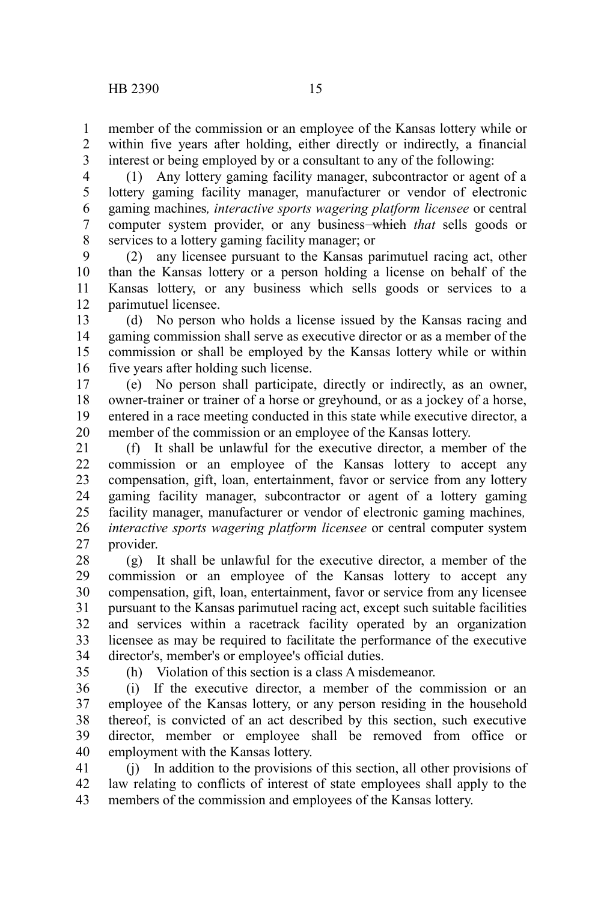member of the commission or an employee of the Kansas lottery while or within five years after holding, either directly or indirectly, a financial interest or being employed by or a consultant to any of the following:

(1) Any lottery gaming facility manager, subcontractor or agent of a lottery gaming facility manager, manufacturer or vendor of electronic gaming machines*, interactive sports wagering platform licensee* or central computer system provider, or any business ~~which~~ *that* sells goods or services to a lottery gaming facility manager; or

(2) any licensee pursuant to the Kansas parimutuel racing act, other than the Kansas lottery or a person holding a license on behalf of the Kansas lottery, or any business which sells goods or services to a parimutuel licensee.

(d) No person who holds a license issued by the Kansas racing and gaming commission shall serve as executive director or as a member of the commission or shall be employed by the Kansas lottery while or within five years after holding such license.

(e) No person shall participate, directly or indirectly, as an owner, owner-trainer or trainer of a horse or greyhound, or as a jockey of a horse, entered in a race meeting conducted in this state while executive director, a member of the commission or an employee of the Kansas lottery.

(f) It shall be unlawful for the executive director, a member of the commission or an employee of the Kansas lottery to accept any compensation, gift, loan, entertainment, favor or service from any lottery gaming facility manager, subcontractor or agent of a lottery gaming facility manager, manufacturer or vendor of electronic gaming machines*, interactive sports wagering platform licensee* or central computer system provider.

(g) It shall be unlawful for the executive director, a member of the commission or an employee of the Kansas lottery to accept any compensation, gift, loan, entertainment, favor or service from any licensee pursuant to the Kansas parimutuel racing act, except such suitable facilities and services within a racetrack facility operated by an organization licensee as may be required to facilitate the performance of the executive director's, member's or employee's official duties.

(h) Violation of this section is a class A misdemeanor.

(i) If the executive director, a member of the commission or an employee of the Kansas lottery, or any person residing in the household thereof, is convicted of an act described by this section, such executive director, member or employee shall be removed from office or employment with the Kansas lottery.

(j) In addition to the provisions of this section, all other provisions of law relating to conflicts of interest of state employees shall apply to the members of the commission and employees of the Kansas lottery.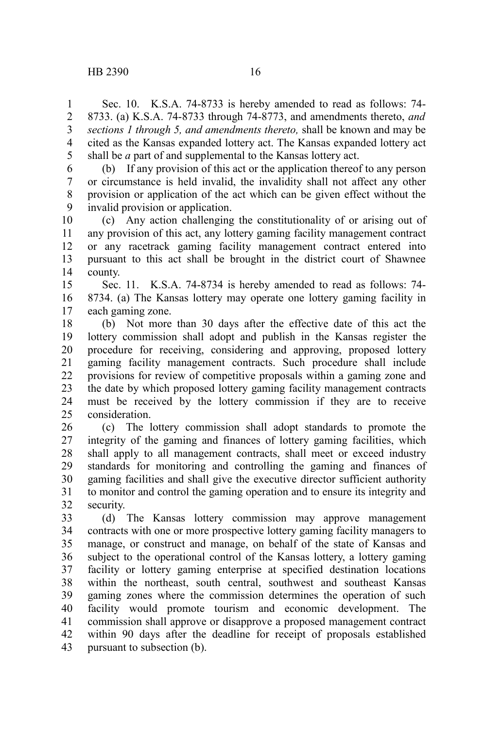Sec. 10. K.S.A. 74-8733 is hereby amended to read as follows: 74-8733. (a) K.S.A. 74-8733 through 74-8773, and amendments thereto, *and sections 1 through 5, and amendments thereto,* shall be known and may be cited as the Kansas expanded lottery act. The Kansas expanded lottery act shall be *a* part of and supplemental to the Kansas lottery act.

(b) If any provision of this act or the application thereof to any person or circumstance is held invalid, the invalidity shall not affect any other provision or application of the act which can be given effect without the invalid provision or application.

(c) Any action challenging the constitutionality of or arising out of any provision of this act, any lottery gaming facility management contract or any racetrack gaming facility management contract entered into pursuant to this act shall be brought in the district court of Shawnee county.

Sec. 11. K.S.A. 74-8734 is hereby amended to read as follows: 74-8734. (a) The Kansas lottery may operate one lottery gaming facility in each gaming zone.

(b) Not more than 30 days after the effective date of this act the lottery commission shall adopt and publish in the Kansas register the procedure for receiving, considering and approving, proposed lottery gaming facility management contracts. Such procedure shall include provisions for review of competitive proposals within a gaming zone and the date by which proposed lottery gaming facility management contracts must be received by the lottery commission if they are to receive consideration.

(c) The lottery commission shall adopt standards to promote the integrity of the gaming and finances of lottery gaming facilities, which shall apply to all management contracts, shall meet or exceed industry standards for monitoring and controlling the gaming and finances of gaming facilities and shall give the executive director sufficient authority to monitor and control the gaming operation and to ensure its integrity and security.

(d) The Kansas lottery commission may approve management contracts with one or more prospective lottery gaming facility managers to manage, or construct and manage, on behalf of the state of Kansas and subject to the operational control of the Kansas lottery, a lottery gaming facility or lottery gaming enterprise at specified destination locations within the northeast, south central, southwest and southeast Kansas gaming zones where the commission determines the operation of such facility would promote tourism and economic development. The commission shall approve or disapprove a proposed management contract within 90 days after the deadline for receipt of proposals established pursuant to subsection (b).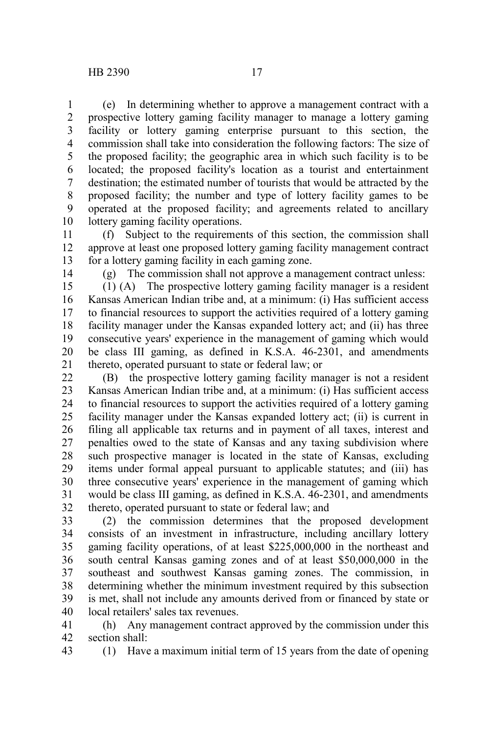(e) In determining whether to approve a management contract with a prospective lottery gaming facility manager to manage a lottery gaming facility or lottery gaming enterprise pursuant to this section, the commission shall take into consideration the following factors: The size of the proposed facility; the geographic area in which such facility is to be located; the proposed facility's location as a tourist and entertainment destination; the estimated number of tourists that would be attracted by the proposed facility; the number and type of lottery facility games to be operated at the proposed facility; and agreements related to ancillary lottery gaming facility operations.

(f) Subject to the requirements of this section, the commission shall approve at least one proposed lottery gaming facility management contract for a lottery gaming facility in each gaming zone.

(g) The commission shall not approve a management contract unless:

(1) (A) The prospective lottery gaming facility manager is a resident Kansas American Indian tribe and, at a minimum: (i) Has sufficient access to financial resources to support the activities required of a lottery gaming facility manager under the Kansas expanded lottery act; and (ii) has three consecutive years' experience in the management of gaming which would be class III gaming, as defined in K.S.A. 46-2301, and amendments thereto, operated pursuant to state or federal law; or

(B) the prospective lottery gaming facility manager is not a resident Kansas American Indian tribe and, at a minimum: (i) Has sufficient access to financial resources to support the activities required of a lottery gaming facility manager under the Kansas expanded lottery act; (ii) is current in filing all applicable tax returns and in payment of all taxes, interest and penalties owed to the state of Kansas and any taxing subdivision where such prospective manager is located in the state of Kansas, excluding items under formal appeal pursuant to applicable statutes; and (iii) has three consecutive years' experience in the management of gaming which would be class III gaming, as defined in K.S.A. 46-2301, and amendments thereto, operated pursuant to state or federal law; and

(2) the commission determines that the proposed development consists of an investment in infrastructure, including ancillary lottery gaming facility operations, of at least $225,000,000 in the northeast and south central Kansas gaming zones and of at least $50,000,000 in the southeast and southwest Kansas gaming zones. The commission, in determining whether the minimum investment required by this subsection is met, shall not include any amounts derived from or financed by state or local retailers' sales tax revenues.

(h) Any management contract approved by the commission under this section shall:

(1) Have a maximum initial term of 15 years from the date of opening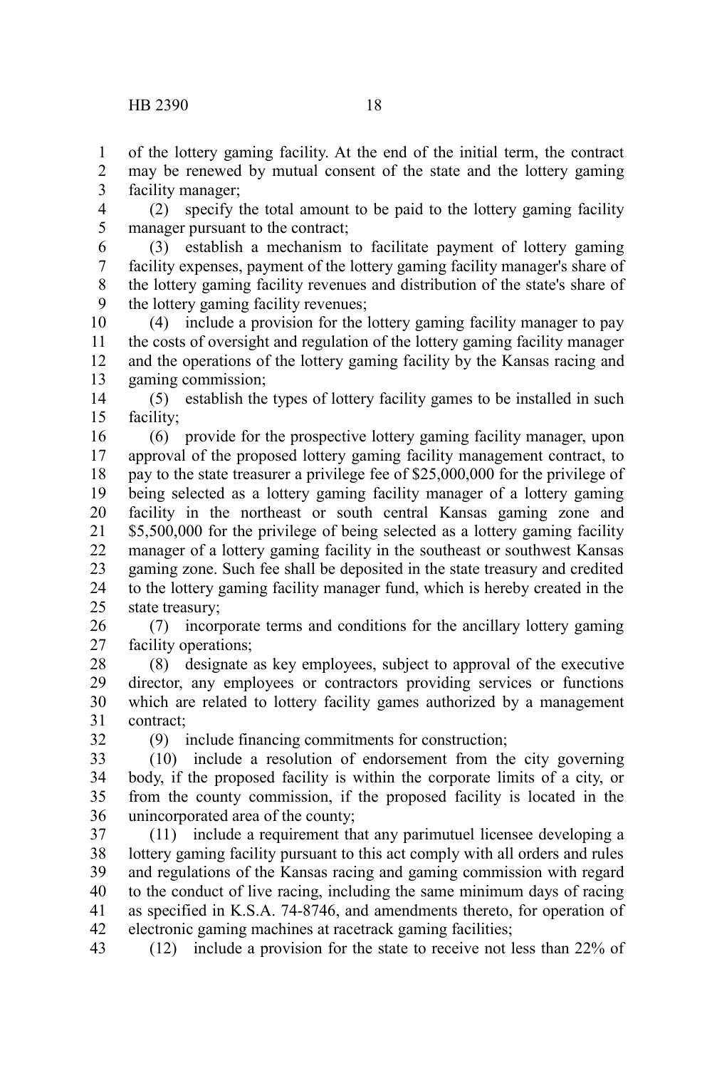of the lottery gaming facility. At the end of the initial term, the contract may be renewed by mutual consent of the state and the lottery gaming facility manager;

(2) specify the total amount to be paid to the lottery gaming facility manager pursuant to the contract;

(3) establish a mechanism to facilitate payment of lottery gaming facility expenses, payment of the lottery gaming facility manager's share of the lottery gaming facility revenues and distribution of the state's share of the lottery gaming facility revenues;

(4) include a provision for the lottery gaming facility manager to pay the costs of oversight and regulation of the lottery gaming facility manager and the operations of the lottery gaming facility by the Kansas racing and gaming commission;

(5) establish the types of lottery facility games to be installed in such facility;

(6) provide for the prospective lottery gaming facility manager, upon approval of the proposed lottery gaming facility management contract, to pay to the state treasurer a privilege fee of $25,000,000 for the privilege of being selected as a lottery gaming facility manager of a lottery gaming facility in the northeast or south central Kansas gaming zone and $5,500,000 for the privilege of being selected as a lottery gaming facility manager of a lottery gaming facility in the southeast or southwest Kansas gaming zone. Such fee shall be deposited in the state treasury and credited to the lottery gaming facility manager fund, which is hereby created in the state treasury;

(7) incorporate terms and conditions for the ancillary lottery gaming facility operations;

(8) designate as key employees, subject to approval of the executive director, any employees or contractors providing services or functions which are related to lottery facility games authorized by a management contract;

(9) include financing commitments for construction;

(10) include a resolution of endorsement from the city governing body, if the proposed facility is within the corporate limits of a city, or from the county commission, if the proposed facility is located in the unincorporated area of the county;

(11) include a requirement that any parimutuel licensee developing a lottery gaming facility pursuant to this act comply with all orders and rules and regulations of the Kansas racing and gaming commission with regard to the conduct of live racing, including the same minimum days of racing as specified in K.S.A. 74-8746, and amendments thereto, for operation of electronic gaming machines at racetrack gaming facilities;

(12) include a provision for the state to receive not less than 22% of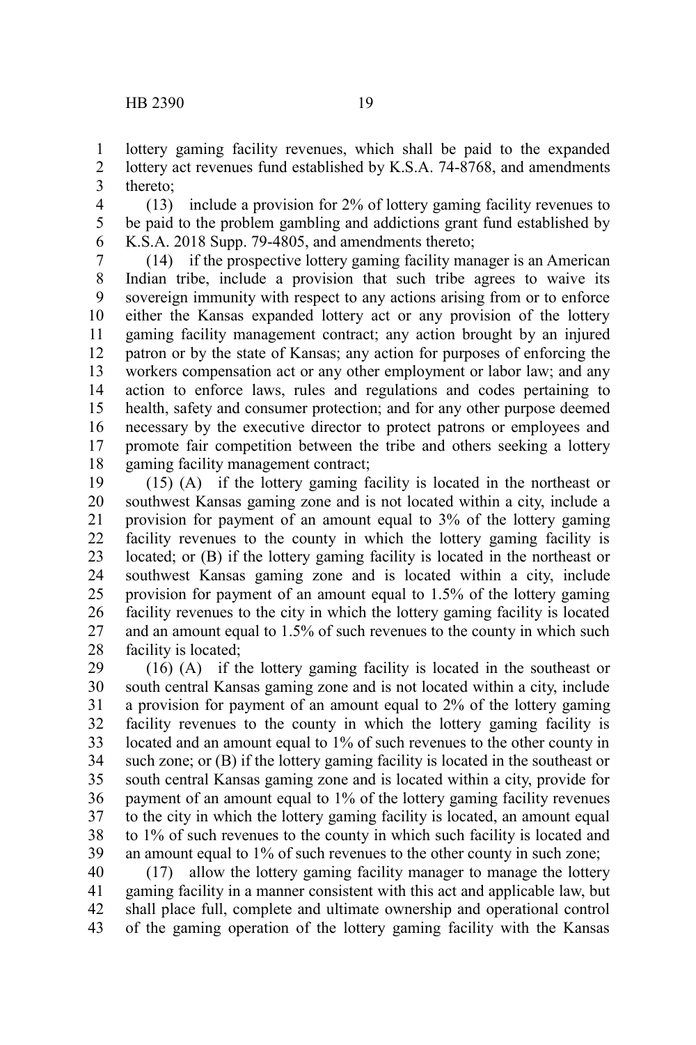lottery gaming facility revenues, which shall be paid to the expanded lottery act revenues fund established by K.S.A. 74-8768, and amendments thereto;

(13) include a provision for 2% of lottery gaming facility revenues to be paid to the problem gambling and addictions grant fund established by K.S.A. 2018 Supp. 79-4805, and amendments thereto;

(14) if the prospective lottery gaming facility manager is an American Indian tribe, include a provision that such tribe agrees to waive its sovereign immunity with respect to any actions arising from or to enforce either the Kansas expanded lottery act or any provision of the lottery gaming facility management contract; any action brought by an injured patron or by the state of Kansas; any action for purposes of enforcing the workers compensation act or any other employment or labor law; and any action to enforce laws, rules and regulations and codes pertaining to health, safety and consumer protection; and for any other purpose deemed necessary by the executive director to protect patrons or employees and promote fair competition between the tribe and others seeking a lottery gaming facility management contract;

(15) (A) if the lottery gaming facility is located in the northeast or southwest Kansas gaming zone and is not located within a city, include a provision for payment of an amount equal to 3% of the lottery gaming facility revenues to the county in which the lottery gaming facility is located; or (B) if the lottery gaming facility is located in the northeast or southwest Kansas gaming zone and is located within a city, include provision for payment of an amount equal to 1.5% of the lottery gaming facility revenues to the city in which the lottery gaming facility is located and an amount equal to 1.5% of such revenues to the county in which such facility is located;

(16) (A) if the lottery gaming facility is located in the southeast or south central Kansas gaming zone and is not located within a city, include a provision for payment of an amount equal to 2% of the lottery gaming facility revenues to the county in which the lottery gaming facility is located and an amount equal to 1% of such revenues to the other county in such zone; or (B) if the lottery gaming facility is located in the southeast or south central Kansas gaming zone and is located within a city, provide for payment of an amount equal to 1% of the lottery gaming facility revenues to the city in which the lottery gaming facility is located, an amount equal to 1% of such revenues to the county in which such facility is located and an amount equal to 1% of such revenues to the other county in such zone;

(17) allow the lottery gaming facility manager to manage the lottery gaming facility in a manner consistent with this act and applicable law, but shall place full, complete and ultimate ownership and operational control of the gaming operation of the lottery gaming facility with the Kansas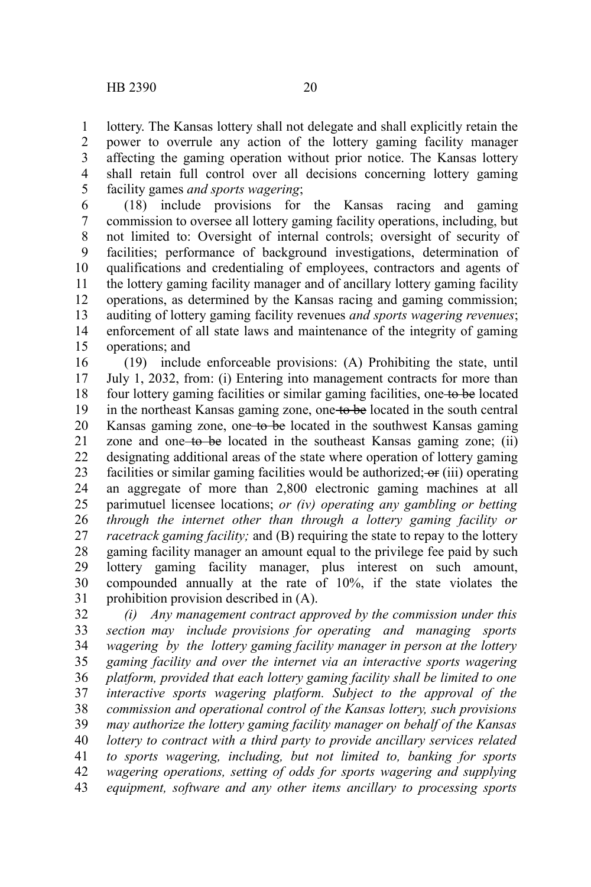lottery. The Kansas lottery shall not delegate and shall explicitly retain the power to overrule any action of the lottery gaming facility manager affecting the gaming operation without prior notice. The Kansas lottery shall retain full control over all decisions concerning lottery gaming facility games *and sports wagering*;

(18) include provisions for the Kansas racing and gaming commission to oversee all lottery gaming facility operations, including, but not limited to: Oversight of internal controls; oversight of security of facilities; performance of background investigations, determination of qualifications and credentialing of employees, contractors and agents of the lottery gaming facility manager and of ancillary lottery gaming facility operations, as determined by the Kansas racing and gaming commission; auditing of lottery gaming facility revenues *and sports wagering revenues*; enforcement of all state laws and maintenance of the integrity of gaming operations; and

(19) include enforceable provisions: (A) Prohibiting the state, until July 1, 2032, from: (i) Entering into management contracts for more than four lottery gaming facilities or similar gaming facilities, one ~~to be~~ located in the northeast Kansas gaming zone, one ~~to be~~ located in the south central Kansas gaming zone, one ~~to be~~ located in the southwest Kansas gaming zone and one ~~to be~~ located in the southeast Kansas gaming zone; (ii) designating additional areas of the state where operation of lottery gaming facilities or similar gaming facilities would be authorized; ~~or~~ (iii) operating an aggregate of more than 2,800 electronic gaming machines at all parimutuel licensee locations; *or (iv) operating any gambling or betting through the internet other than through a lottery gaming facility or racetrack gaming facility;* and (B) requiring the state to repay to the lottery gaming facility manager an amount equal to the privilege fee paid by such lottery gaming facility manager, plus interest on such amount, compounded annually at the rate of 10%, if the state violates the prohibition provision described in (A).

*(i) Any management contract approved by the commission under this section may include provisions for operating and managing sports wagering by the lottery gaming facility manager in person at the lottery gaming facility and over the internet via an interactive sports wagering platform, provided that each lottery gaming facility shall be limited to one interactive sports wagering platform. Subject to the approval of the commission and operational control of the Kansas lottery, such provisions may authorize the lottery gaming facility manager on behalf of the Kansas lottery to contract with a third party to provide ancillary services related to sports wagering, including, but not limited to, banking for sports wagering operations, setting of odds for sports wagering and supplying equipment, software and any other items ancillary to processing sports*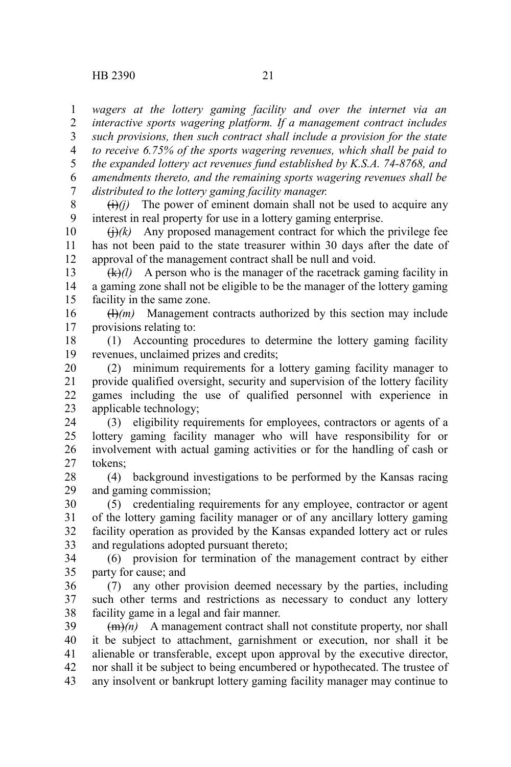*wagers at the lottery gaming facility and over the internet via an interactive sports wagering platform. If a management contract includes such provisions, then such contract shall include a provision for the state to receive 6.75% of the sports wagering revenues, which shall be paid to the expanded lottery act revenues fund established by K.S.A. 74-8768, and amendments thereto, and the remaining sports wagering revenues shall be distributed to the lottery gaming facility manager.*

~~(i)~~*(j)* The power of eminent domain shall not be used to acquire any interest in real property for use in a lottery gaming enterprise.

~~(j)~~*(k)* Any proposed management contract for which the privilege fee has not been paid to the state treasurer within 30 days after the date of approval of the management contract shall be null and void.

~~(k)~~*(l)* A person who is the manager of the racetrack gaming facility in a gaming zone shall not be eligible to be the manager of the lottery gaming facility in the same zone.

~~(l)~~*(m)* Management contracts authorized by this section may include provisions relating to:

(1) Accounting procedures to determine the lottery gaming facility revenues, unclaimed prizes and credits;

(2) minimum requirements for a lottery gaming facility manager to provide qualified oversight, security and supervision of the lottery facility games including the use of qualified personnel with experience in applicable technology;

(3) eligibility requirements for employees, contractors or agents of a lottery gaming facility manager who will have responsibility for or involvement with actual gaming activities or for the handling of cash or tokens;

(4) background investigations to be performed by the Kansas racing and gaming commission;

(5) credentialing requirements for any employee, contractor or agent of the lottery gaming facility manager or of any ancillary lottery gaming facility operation as provided by the Kansas expanded lottery act or rules and regulations adopted pursuant thereto;

(6) provision for termination of the management contract by either party for cause; and

(7) any other provision deemed necessary by the parties, including such other terms and restrictions as necessary to conduct any lottery facility game in a legal and fair manner.

~~(m)~~*(n)* A management contract shall not constitute property, nor shall it be subject to attachment, garnishment or execution, nor shall it be alienable or transferable, except upon approval by the executive director, nor shall it be subject to being encumbered or hypothecated. The trustee of any insolvent or bankrupt lottery gaming facility manager may continue to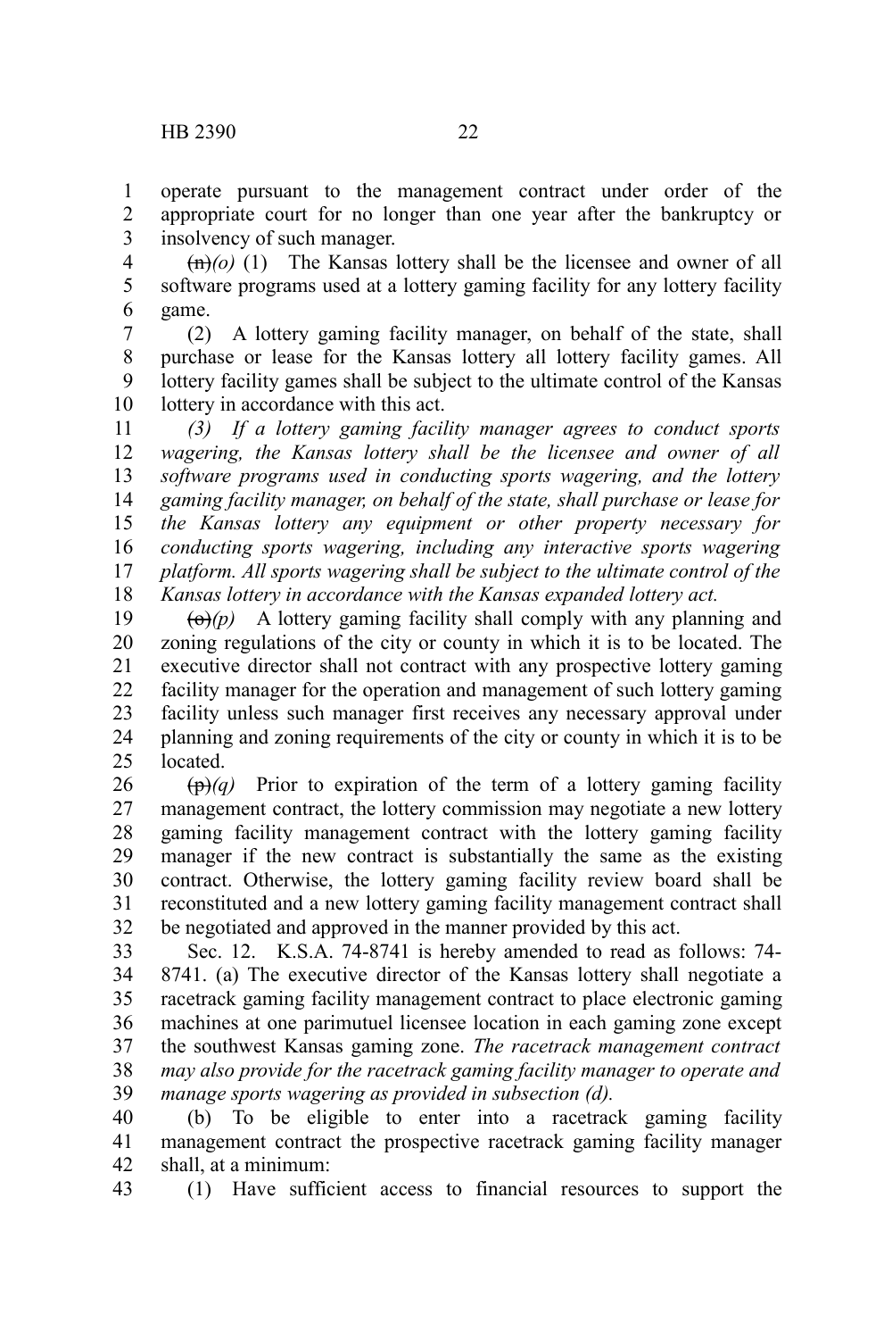operate pursuant to the management contract under order of the appropriate court for no longer than one year after the bankruptcy or insolvency of such manager.

~~(n)~~*(o)* (1) The Kansas lottery shall be the licensee and owner of all software programs used at a lottery gaming facility for any lottery facility game.

(2) A lottery gaming facility manager, on behalf of the state, shall purchase or lease for the Kansas lottery all lottery facility games. All lottery facility games shall be subject to the ultimate control of the Kansas lottery in accordance with this act.

*(3) If a lottery gaming facility manager agrees to conduct sports wagering, the Kansas lottery shall be the licensee and owner of all software programs used in conducting sports wagering, and the lottery gaming facility manager, on behalf of the state, shall purchase or lease for the Kansas lottery any equipment or other property necessary for conducting sports wagering, including any interactive sports wagering platform. All sports wagering shall be subject to the ultimate control of the Kansas lottery in accordance with the Kansas expanded lottery act.*

~~(o)~~*(p)* A lottery gaming facility shall comply with any planning and zoning regulations of the city or county in which it is to be located. The executive director shall not contract with any prospective lottery gaming facility manager for the operation and management of such lottery gaming facility unless such manager first receives any necessary approval under planning and zoning requirements of the city or county in which it is to be located.

~~(p)~~*(q)* Prior to expiration of the term of a lottery gaming facility management contract, the lottery commission may negotiate a new lottery gaming facility management contract with the lottery gaming facility manager if the new contract is substantially the same as the existing contract. Otherwise, the lottery gaming facility review board shall be reconstituted and a new lottery gaming facility management contract shall be negotiated and approved in the manner provided by this act.

Sec. 12. K.S.A. 74-8741 is hereby amended to read as follows: 74-8741. (a) The executive director of the Kansas lottery shall negotiate a racetrack gaming facility management contract to place electronic gaming machines at one parimutuel licensee location in each gaming zone except the southwest Kansas gaming zone. *The racetrack management contract may also provide for the racetrack gaming facility manager to operate and manage sports wagering as provided in subsection (d).*

(b) To be eligible to enter into a racetrack gaming facility management contract the prospective racetrack gaming facility manager shall, at a minimum:

(1) Have sufficient access to financial resources to support the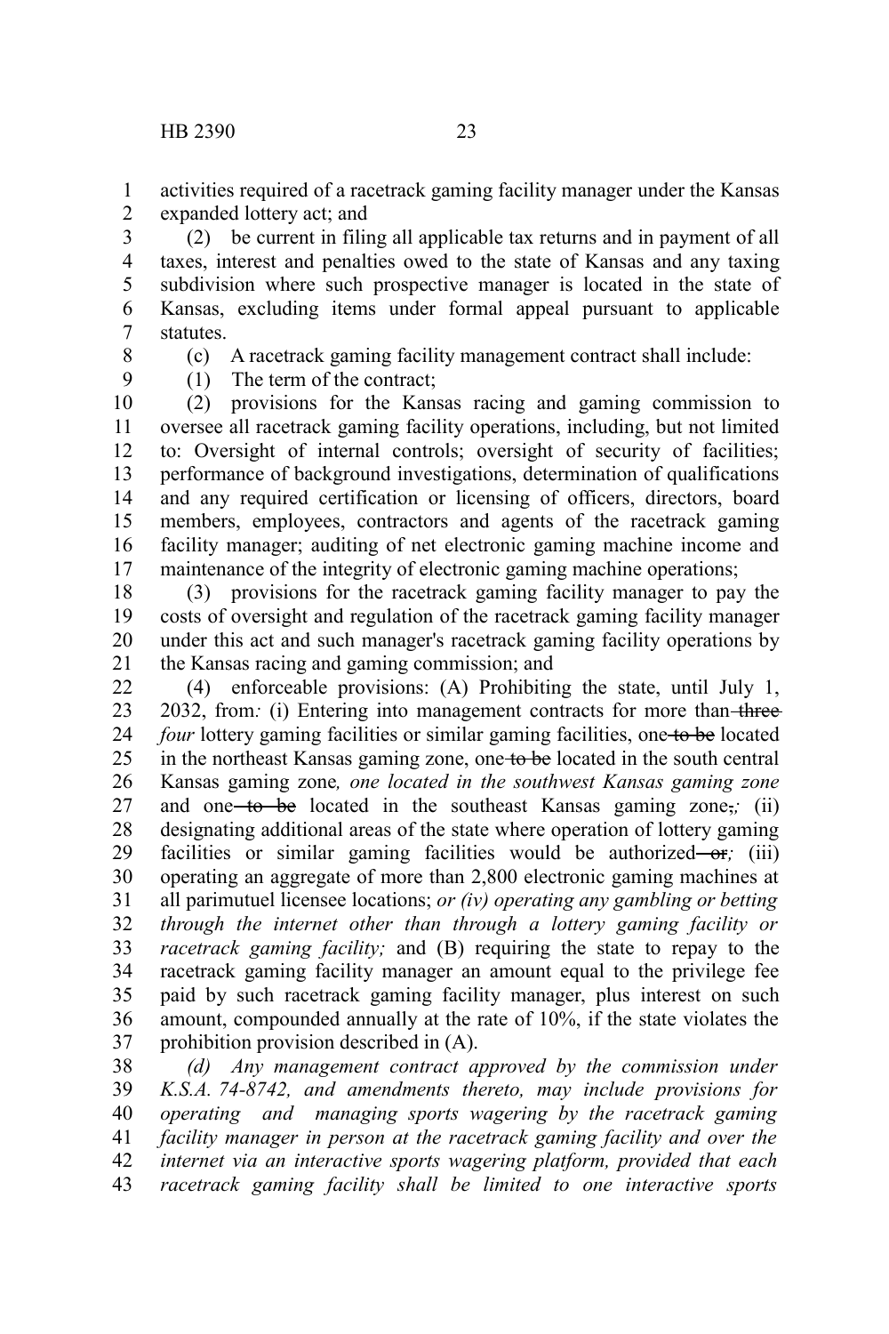activities required of a racetrack gaming facility manager under the Kansas expanded lottery act; and

(2) be current in filing all applicable tax returns and in payment of all taxes, interest and penalties owed to the state of Kansas and any taxing subdivision where such prospective manager is located in the state of Kansas, excluding items under formal appeal pursuant to applicable statutes.

(c) A racetrack gaming facility management contract shall include:

(1) The term of the contract;

(2) provisions for the Kansas racing and gaming commission to oversee all racetrack gaming facility operations, including, but not limited to: Oversight of internal controls; oversight of security of facilities; performance of background investigations, determination of qualifications and any required certification or licensing of officers, directors, board members, employees, contractors and agents of the racetrack gaming facility manager; auditing of net electronic gaming machine income and maintenance of the integrity of electronic gaming machine operations;

(3) provisions for the racetrack gaming facility manager to pay the costs of oversight and regulation of the racetrack gaming facility manager under this act and such manager's racetrack gaming facility operations by the Kansas racing and gaming commission; and

(4) enforceable provisions: (A) Prohibiting the state, until July 1, 2032, from*:* (i) Entering into management contracts for more than ~~three~~ *four* lottery gaming facilities or similar gaming facilities, one ~~to be~~ located in the northeast Kansas gaming zone, one ~~to be~~ located in the south central Kansas gaming zone*, one located in the southwest Kansas gaming zone* and one ~~to be~~ located in the southeast Kansas gaming zone~~,~~*;* (ii) designating additional areas of the state where operation of lottery gaming facilities or similar gaming facilities would be authorized ~~or~~*;* (iii) operating an aggregate of more than 2,800 electronic gaming machines at all parimutuel licensee locations; *or (iv) operating any gambling or betting through the internet other than through a lottery gaming facility or racetrack gaming facility;* and (B) requiring the state to repay to the racetrack gaming facility manager an amount equal to the privilege fee paid by such racetrack gaming facility manager, plus interest on such amount, compounded annually at the rate of 10%, if the state violates the prohibition provision described in (A).

*(d) Any management contract approved by the commission under K.S.A. 74-8742, and amendments thereto, may include provisions for operating and managing sports wagering by the racetrack gaming facility manager in person at the racetrack gaming facility and over the internet via an interactive sports wagering platform, provided that each racetrack gaming facility shall be limited to one interactive sports*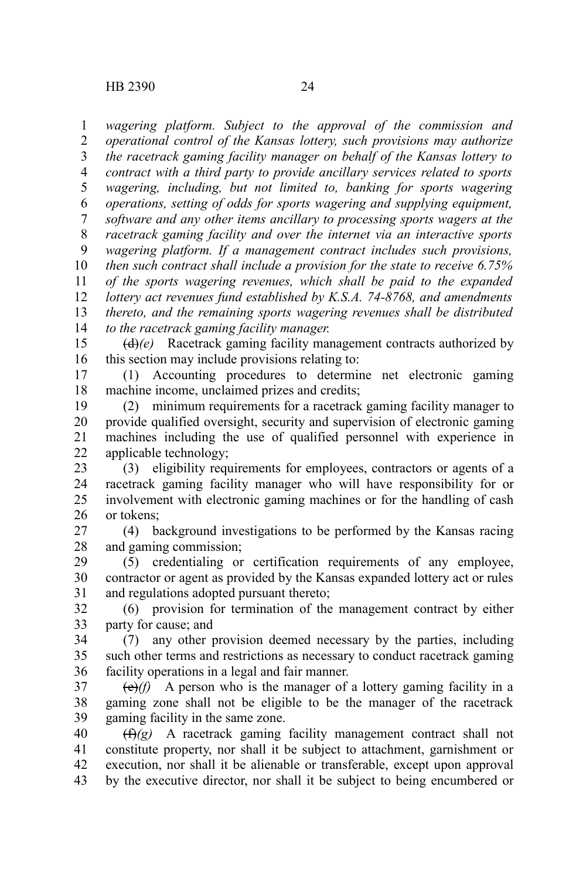*wagering platform. Subject to the approval of the commission and operational control of the Kansas lottery, such provisions may authorize the racetrack gaming facility manager on behalf of the Kansas lottery to contract with a third party to provide ancillary services related to sports wagering, including, but not limited to, banking for sports wagering operations, setting of odds for sports wagering and supplying equipment, software and any other items ancillary to processing sports wagers at the racetrack gaming facility and over the internet via an interactive sports wagering platform. If a management contract includes such provisions, then such contract shall include a provision for the state to receive 6.75% of the sports wagering revenues, which shall be paid to the expanded lottery act revenues fund established by K.S.A. 74-8768, and amendments thereto, and the remaining sports wagering revenues shall be distributed to the racetrack gaming facility manager.*

~~(d)~~*(e)* Racetrack gaming facility management contracts authorized by this section may include provisions relating to:

(1) Accounting procedures to determine net electronic gaming machine income, unclaimed prizes and credits;

(2) minimum requirements for a racetrack gaming facility manager to provide qualified oversight, security and supervision of electronic gaming machines including the use of qualified personnel with experience in applicable technology;

(3) eligibility requirements for employees, contractors or agents of a racetrack gaming facility manager who will have responsibility for or involvement with electronic gaming machines or for the handling of cash or tokens;

(4) background investigations to be performed by the Kansas racing and gaming commission;

(5) credentialing or certification requirements of any employee, contractor or agent as provided by the Kansas expanded lottery act or rules and regulations adopted pursuant thereto;

(6) provision for termination of the management contract by either party for cause; and

(7) any other provision deemed necessary by the parties, including such other terms and restrictions as necessary to conduct racetrack gaming facility operations in a legal and fair manner.

~~(e)~~*(f)* A person who is the manager of a lottery gaming facility in a gaming zone shall not be eligible to be the manager of the racetrack gaming facility in the same zone.

~~(f)~~*(g)* A racetrack gaming facility management contract shall not constitute property, nor shall it be subject to attachment, garnishment or execution, nor shall it be alienable or transferable, except upon approval by the executive director, nor shall it be subject to being encumbered or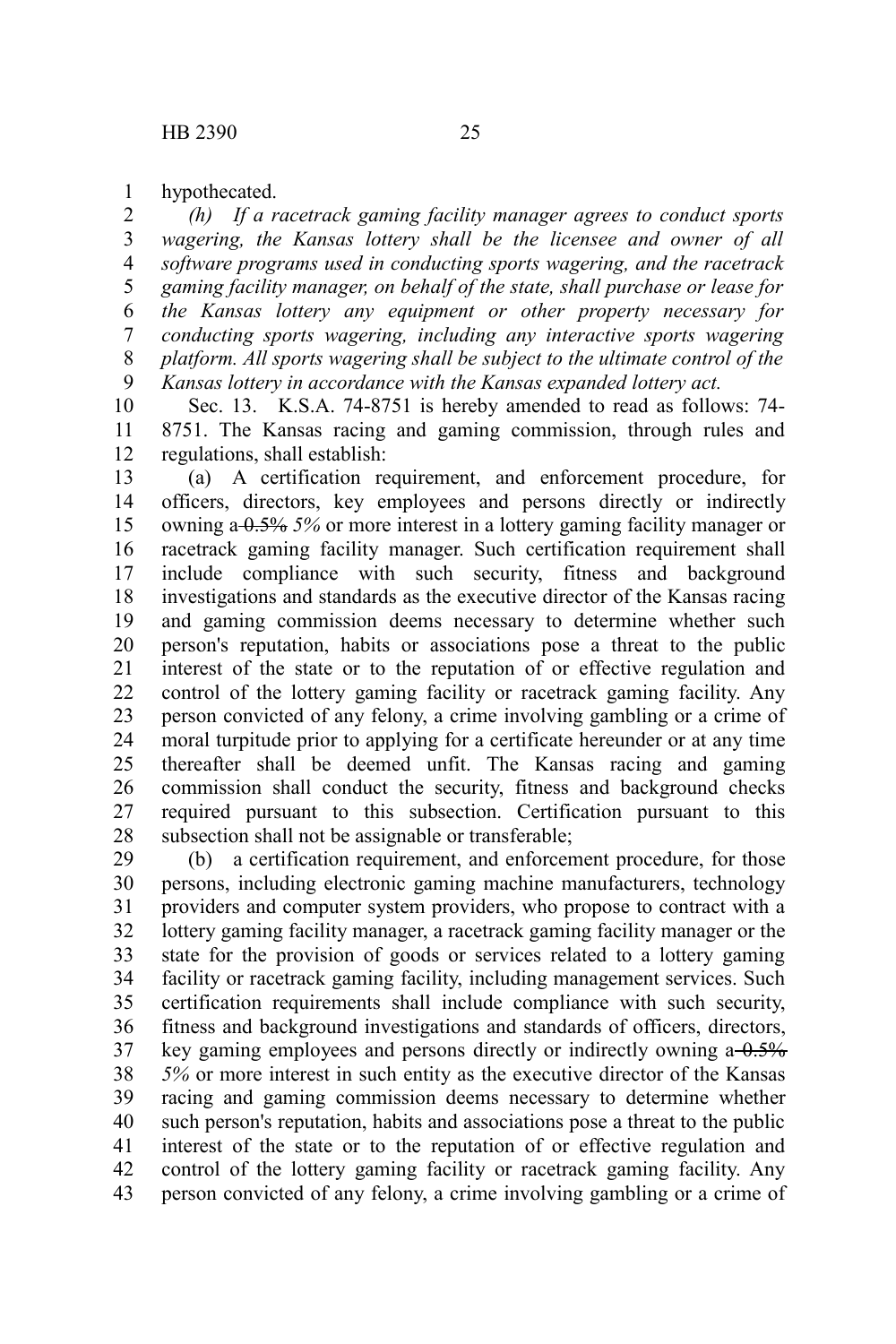hypothecated.

*(h) If a racetrack gaming facility manager agrees to conduct sports wagering, the Kansas lottery shall be the licensee and owner of all software programs used in conducting sports wagering, and the racetrack gaming facility manager, on behalf of the state, shall purchase or lease for the Kansas lottery any equipment or other property necessary for conducting sports wagering, including any interactive sports wagering platform. All sports wagering shall be subject to the ultimate control of the Kansas lottery in accordance with the Kansas expanded lottery act.*

Sec. 13. K.S.A. 74-8751 is hereby amended to read as follows: 74-8751. The Kansas racing and gaming commission, through rules and regulations, shall establish:

(a) A certification requirement, and enforcement procedure, for officers, directors, key employees and persons directly or indirectly owning a ~~0.5%~~ *5%* or more interest in a lottery gaming facility manager or racetrack gaming facility manager. Such certification requirement shall include compliance with such security, fitness and background investigations and standards as the executive director of the Kansas racing and gaming commission deems necessary to determine whether such person's reputation, habits or associations pose a threat to the public interest of the state or to the reputation of or effective regulation and control of the lottery gaming facility or racetrack gaming facility. Any person convicted of any felony, a crime involving gambling or a crime of moral turpitude prior to applying for a certificate hereunder or at any time thereafter shall be deemed unfit. The Kansas racing and gaming commission shall conduct the security, fitness and background checks required pursuant to this subsection. Certification pursuant to this subsection shall not be assignable or transferable;

(b) a certification requirement, and enforcement procedure, for those persons, including electronic gaming machine manufacturers, technology providers and computer system providers, who propose to contract with a lottery gaming facility manager, a racetrack gaming facility manager or the state for the provision of goods or services related to a lottery gaming facility or racetrack gaming facility, including management services. Such certification requirements shall include compliance with such security, fitness and background investigations and standards of officers, directors, key gaming employees and persons directly or indirectly owning a ~~0.5%~~ *5%* or more interest in such entity as the executive director of the Kansas racing and gaming commission deems necessary to determine whether such person's reputation, habits and associations pose a threat to the public interest of the state or to the reputation of or effective regulation and control of the lottery gaming facility or racetrack gaming facility. Any person convicted of any felony, a crime involving gambling or a crime of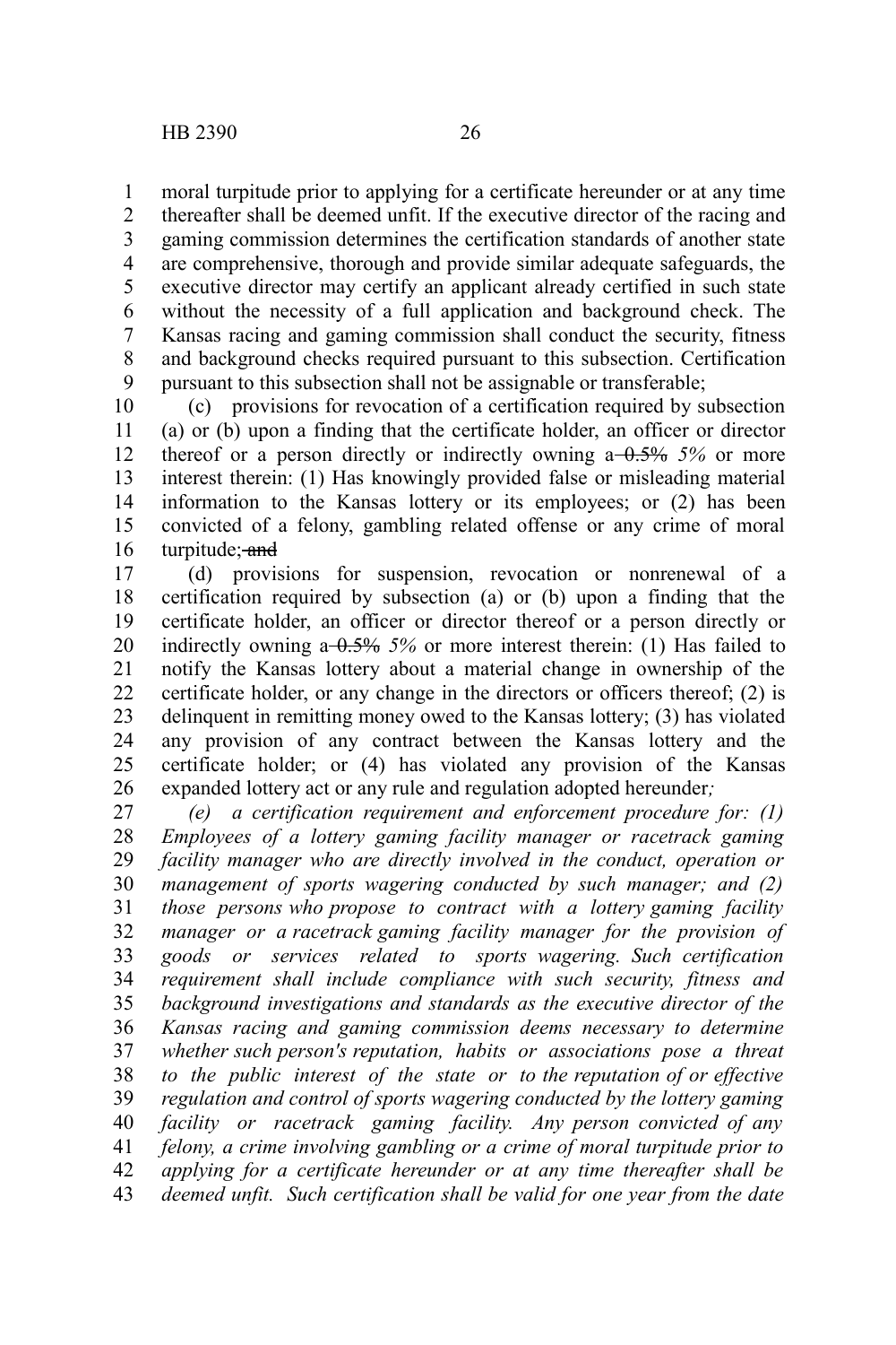moral turpitude prior to applying for a certificate hereunder or at any time thereafter shall be deemed unfit. If the executive director of the racing and gaming commission determines the certification standards of another state are comprehensive, thorough and provide similar adequate safeguards, the executive director may certify an applicant already certified in such state without the necessity of a full application and background check. The Kansas racing and gaming commission shall conduct the security, fitness and background checks required pursuant to this subsection. Certification pursuant to this subsection shall not be assignable or transferable;

(c) provisions for revocation of a certification required by subsection (a) or (b) upon a finding that the certificate holder, an officer or director thereof or a person directly or indirectly owning a ~~0.5%~~ *5%* or more interest therein: (1) Has knowingly provided false or misleading material information to the Kansas lottery or its employees; or (2) has been convicted of a felony, gambling related offense or any crime of moral turpitude; ~~and~~

(d) provisions for suspension, revocation or nonrenewal of a certification required by subsection (a) or (b) upon a finding that the certificate holder, an officer or director thereof or a person directly or indirectly owning a ~~0.5%~~ *5%* or more interest therein: (1) Has failed to notify the Kansas lottery about a material change in ownership of the certificate holder, or any change in the directors or officers thereof; (2) is delinquent in remitting money owed to the Kansas lottery; (3) has violated any provision of any contract between the Kansas lottery and the certificate holder; or (4) has violated any provision of the Kansas expanded lottery act or any rule and regulation adopted hereunder*;*

*(e) a certification requirement and enforcement procedure for: (1) Employees of a lottery gaming facility manager or racetrack gaming facility manager who are directly involved in the conduct, operation or management of sports wagering conducted by such manager; and (2) those persons who propose to contract with a lottery gaming facility manager or a racetrack gaming facility manager for the provision of goods or services related to sports wagering. Such certification requirement shall include compliance with such security, fitness and background investigations and standards as the executive director of the Kansas racing and gaming commission deems necessary to determine whether such person's reputation, habits or associations pose a threat to the public interest of the state or to the reputation of or effective regulation and control of sports wagering conducted by the lottery gaming facility or racetrack gaming facility. Any person convicted of any felony, a crime involving gambling or a crime of moral turpitude prior to applying for a certificate hereunder or at any time thereafter shall be deemed unfit. Such certification shall be valid for one year from the date*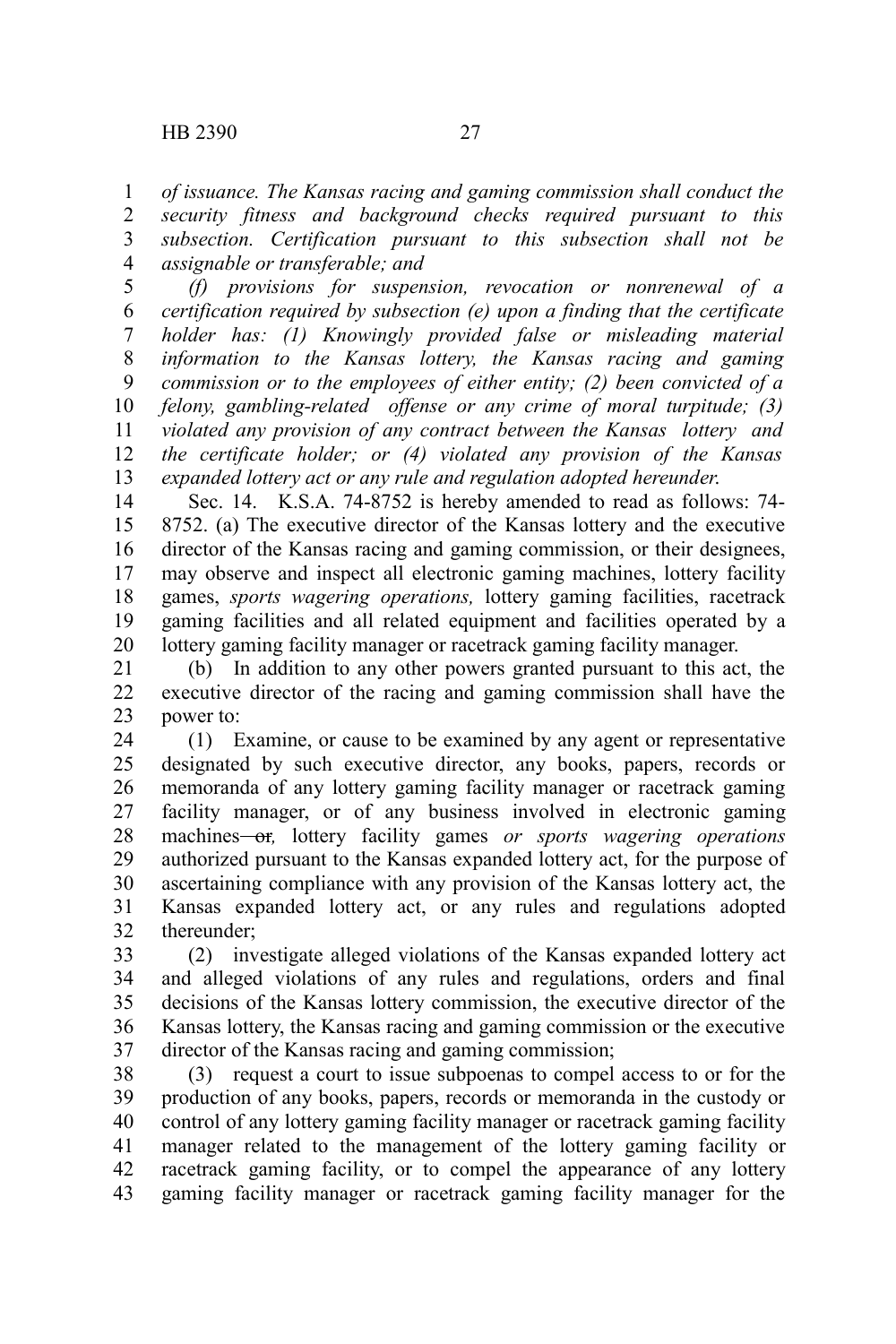*of issuance. The Kansas racing and gaming commission shall conduct the security fitness and background checks required pursuant to this subsection. Certification pursuant to this subsection shall not be assignable or transferable; and*

*(f) provisions for suspension, revocation or nonrenewal of a certification required by subsection (e) upon a finding that the certificate holder has: (1) Knowingly provided false or misleading material information to the Kansas lottery, the Kansas racing and gaming commission or to the employees of either entity; (2) been convicted of a felony, gambling-related offense or any crime of moral turpitude; (3) violated any provision of any contract between the Kansas lottery and the certificate holder; or (4) violated any provision of the Kansas expanded lottery act or any rule and regulation adopted hereunder.*

Sec. 14. K.S.A. 74-8752 is hereby amended to read as follows: 74-8752. (a) The executive director of the Kansas lottery and the executive director of the Kansas racing and gaming commission, or their designees, may observe and inspect all electronic gaming machines, lottery facility games, *sports wagering operations,* lottery gaming facilities, racetrack gaming facilities and all related equipment and facilities operated by a lottery gaming facility manager or racetrack gaming facility manager.

(b) In addition to any other powers granted pursuant to this act, the executive director of the racing and gaming commission shall have the power to:

(1) Examine, or cause to be examined by any agent or representative designated by such executive director, any books, papers, records or memoranda of any lottery gaming facility manager or racetrack gaming facility manager, or of any business involved in electronic gaming machines ~~or~~*,* lottery facility games *or sports wagering operations* authorized pursuant to the Kansas expanded lottery act, for the purpose of ascertaining compliance with any provision of the Kansas lottery act, the Kansas expanded lottery act, or any rules and regulations adopted thereunder;

(2) investigate alleged violations of the Kansas expanded lottery act and alleged violations of any rules and regulations, orders and final decisions of the Kansas lottery commission, the executive director of the Kansas lottery, the Kansas racing and gaming commission or the executive director of the Kansas racing and gaming commission;

(3) request a court to issue subpoenas to compel access to or for the production of any books, papers, records or memoranda in the custody or control of any lottery gaming facility manager or racetrack gaming facility manager related to the management of the lottery gaming facility or racetrack gaming facility, or to compel the appearance of any lottery gaming facility manager or racetrack gaming facility manager for the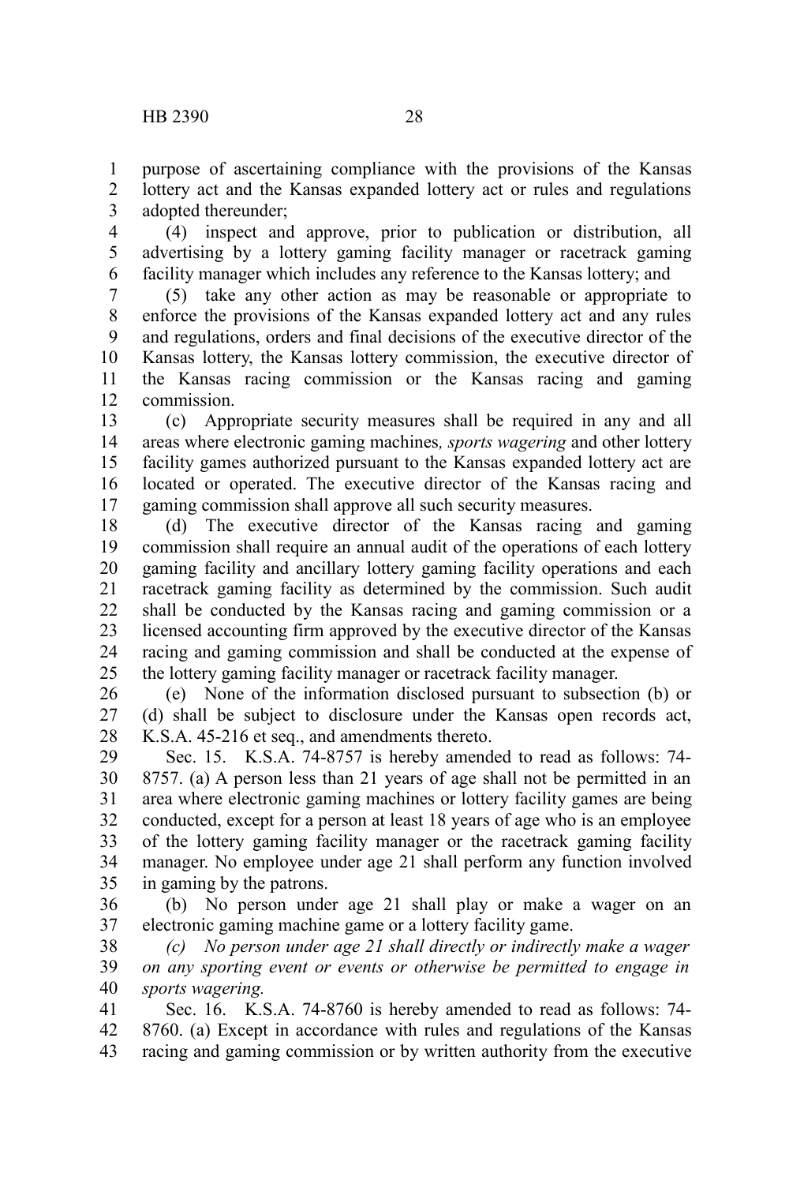purpose of ascertaining compliance with the provisions of the Kansas lottery act and the Kansas expanded lottery act or rules and regulations adopted thereunder;

(4) inspect and approve, prior to publication or distribution, all advertising by a lottery gaming facility manager or racetrack gaming facility manager which includes any reference to the Kansas lottery; and

(5) take any other action as may be reasonable or appropriate to enforce the provisions of the Kansas expanded lottery act and any rules and regulations, orders and final decisions of the executive director of the Kansas lottery, the Kansas lottery commission, the executive director of the Kansas racing commission or the Kansas racing and gaming commission.

(c) Appropriate security measures shall be required in any and all areas where electronic gaming machines*, sports wagering* and other lottery facility games authorized pursuant to the Kansas expanded lottery act are located or operated. The executive director of the Kansas racing and gaming commission shall approve all such security measures.

(d) The executive director of the Kansas racing and gaming commission shall require an annual audit of the operations of each lottery gaming facility and ancillary lottery gaming facility operations and each racetrack gaming facility as determined by the commission. Such audit shall be conducted by the Kansas racing and gaming commission or a licensed accounting firm approved by the executive director of the Kansas racing and gaming commission and shall be conducted at the expense of the lottery gaming facility manager or racetrack facility manager.

(e) None of the information disclosed pursuant to subsection (b) or (d) shall be subject to disclosure under the Kansas open records act, K.S.A. 45-216 et seq., and amendments thereto.

Sec. 15. K.S.A. 74-8757 is hereby amended to read as follows: 74-8757. (a) A person less than 21 years of age shall not be permitted in an area where electronic gaming machines or lottery facility games are being conducted, except for a person at least 18 years of age who is an employee of the lottery gaming facility manager or the racetrack gaming facility manager. No employee under age 21 shall perform any function involved in gaming by the patrons.

(b) No person under age 21 shall play or make a wager on an electronic gaming machine game or a lottery facility game.

*(c) No person under age 21 shall directly or indirectly make a wager on any sporting event or events or otherwise be permitted to engage in sports wagering.*

Sec. 16. K.S.A. 74-8760 is hereby amended to read as follows: 74-8760. (a) Except in accordance with rules and regulations of the Kansas racing and gaming commission or by written authority from the executive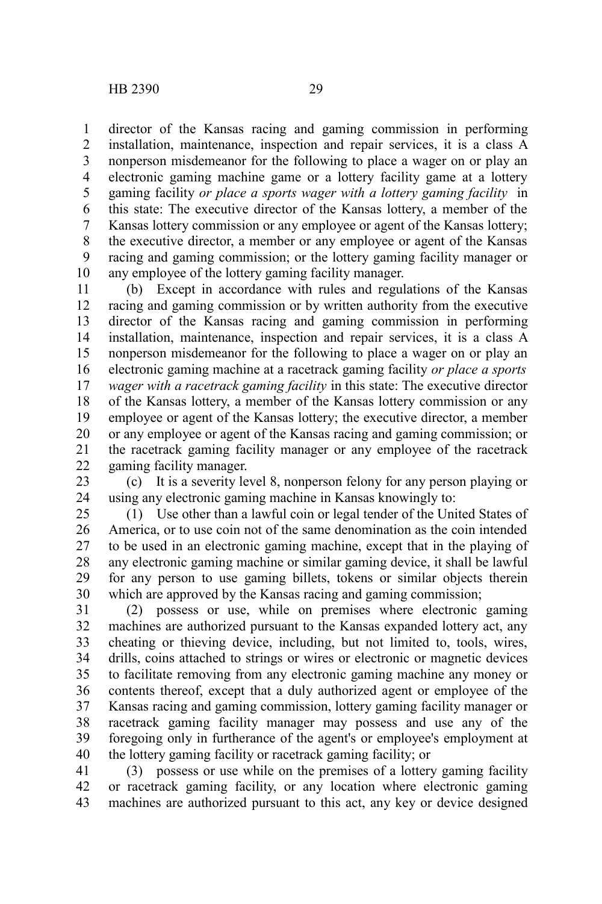director of the Kansas racing and gaming commission in performing installation, maintenance, inspection and repair services, it is a class A nonperson misdemeanor for the following to place a wager on or play an electronic gaming machine game or a lottery facility game at a lottery gaming facility *or place a sports wager with a lottery gaming facility* in this state: The executive director of the Kansas lottery, a member of the Kansas lottery commission or any employee or agent of the Kansas lottery; the executive director, a member or any employee or agent of the Kansas racing and gaming commission; or the lottery gaming facility manager or any employee of the lottery gaming facility manager.

(b) Except in accordance with rules and regulations of the Kansas racing and gaming commission or by written authority from the executive director of the Kansas racing and gaming commission in performing installation, maintenance, inspection and repair services, it is a class A nonperson misdemeanor for the following to place a wager on or play an electronic gaming machine at a racetrack gaming facility *or place a sports wager with a racetrack gaming facility* in this state: The executive director of the Kansas lottery, a member of the Kansas lottery commission or any employee or agent of the Kansas lottery; the executive director, a member or any employee or agent of the Kansas racing and gaming commission; or the racetrack gaming facility manager or any employee of the racetrack gaming facility manager.

(c) It is a severity level 8, nonperson felony for any person playing or using any electronic gaming machine in Kansas knowingly to:

(1) Use other than a lawful coin or legal tender of the United States of America, or to use coin not of the same denomination as the coin intended to be used in an electronic gaming machine, except that in the playing of any electronic gaming machine or similar gaming device, it shall be lawful for any person to use gaming billets, tokens or similar objects therein which are approved by the Kansas racing and gaming commission;

(2) possess or use, while on premises where electronic gaming machines are authorized pursuant to the Kansas expanded lottery act, any cheating or thieving device, including, but not limited to, tools, wires, drills, coins attached to strings or wires or electronic or magnetic devices to facilitate removing from any electronic gaming machine any money or contents thereof, except that a duly authorized agent or employee of the Kansas racing and gaming commission, lottery gaming facility manager or racetrack gaming facility manager may possess and use any of the foregoing only in furtherance of the agent's or employee's employment at the lottery gaming facility or racetrack gaming facility; or

(3) possess or use while on the premises of a lottery gaming facility or racetrack gaming facility, or any location where electronic gaming machines are authorized pursuant to this act, any key or device designed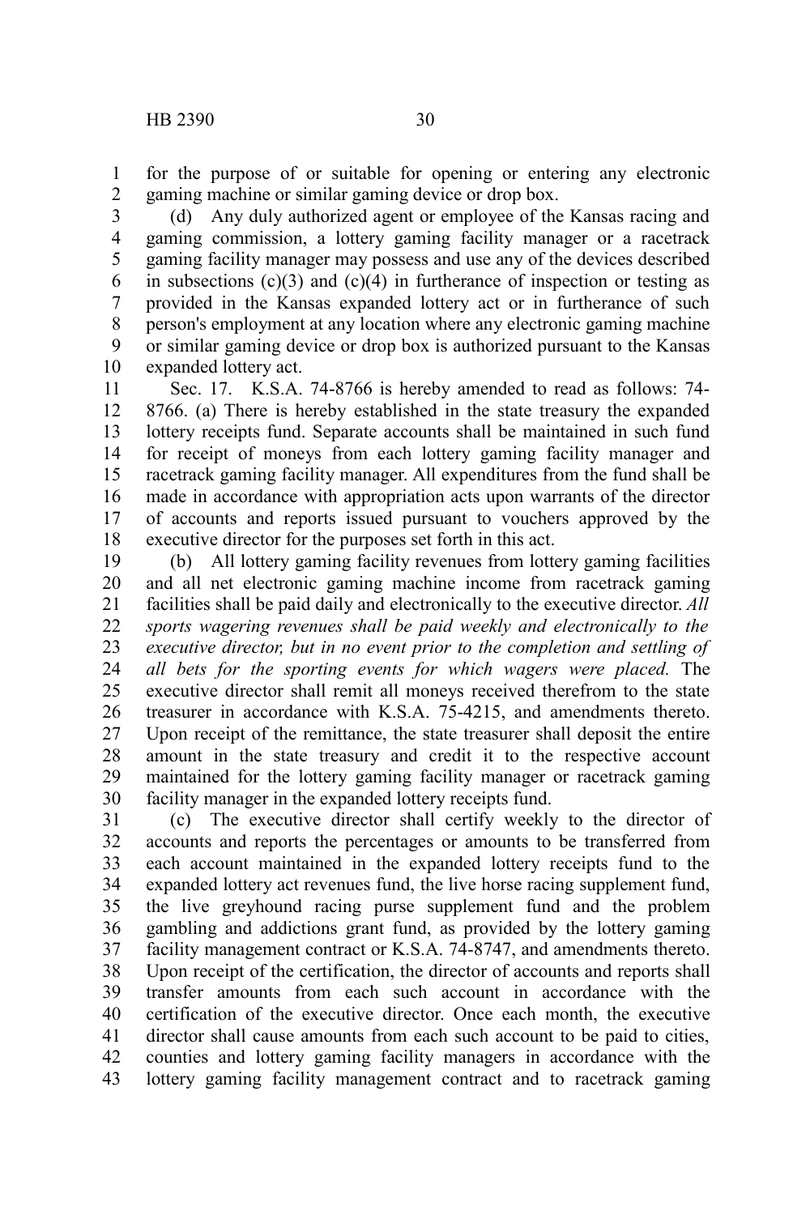for the purpose of or suitable for opening or entering any electronic gaming machine or similar gaming device or drop box.

(d) Any duly authorized agent or employee of the Kansas racing and gaming commission, a lottery gaming facility manager or a racetrack gaming facility manager may possess and use any of the devices described in subsections (c)(3) and (c)(4) in furtherance of inspection or testing as provided in the Kansas expanded lottery act or in furtherance of such person's employment at any location where any electronic gaming machine or similar gaming device or drop box is authorized pursuant to the Kansas expanded lottery act.

Sec. 17. K.S.A. 74-8766 is hereby amended to read as follows: 74-8766. (a) There is hereby established in the state treasury the expanded lottery receipts fund. Separate accounts shall be maintained in such fund for receipt of moneys from each lottery gaming facility manager and racetrack gaming facility manager. All expenditures from the fund shall be made in accordance with appropriation acts upon warrants of the director of accounts and reports issued pursuant to vouchers approved by the executive director for the purposes set forth in this act.

(b) All lottery gaming facility revenues from lottery gaming facilities and all net electronic gaming machine income from racetrack gaming facilities shall be paid daily and electronically to the executive director. *All sports wagering revenues shall be paid weekly and electronically to the executive director, but in no event prior to the completion and settling of all bets for the sporting events for which wagers were placed.* The executive director shall remit all moneys received therefrom to the state treasurer in accordance with K.S.A. 75-4215, and amendments thereto. Upon receipt of the remittance, the state treasurer shall deposit the entire amount in the state treasury and credit it to the respective account maintained for the lottery gaming facility manager or racetrack gaming facility manager in the expanded lottery receipts fund.

(c) The executive director shall certify weekly to the director of accounts and reports the percentages or amounts to be transferred from each account maintained in the expanded lottery receipts fund to the expanded lottery act revenues fund, the live horse racing supplement fund, the live greyhound racing purse supplement fund and the problem gambling and addictions grant fund, as provided by the lottery gaming facility management contract or K.S.A. 74-8747, and amendments thereto. Upon receipt of the certification, the director of accounts and reports shall transfer amounts from each such account in accordance with the certification of the executive director. Once each month, the executive director shall cause amounts from each such account to be paid to cities, counties and lottery gaming facility managers in accordance with the lottery gaming facility management contract and to racetrack gaming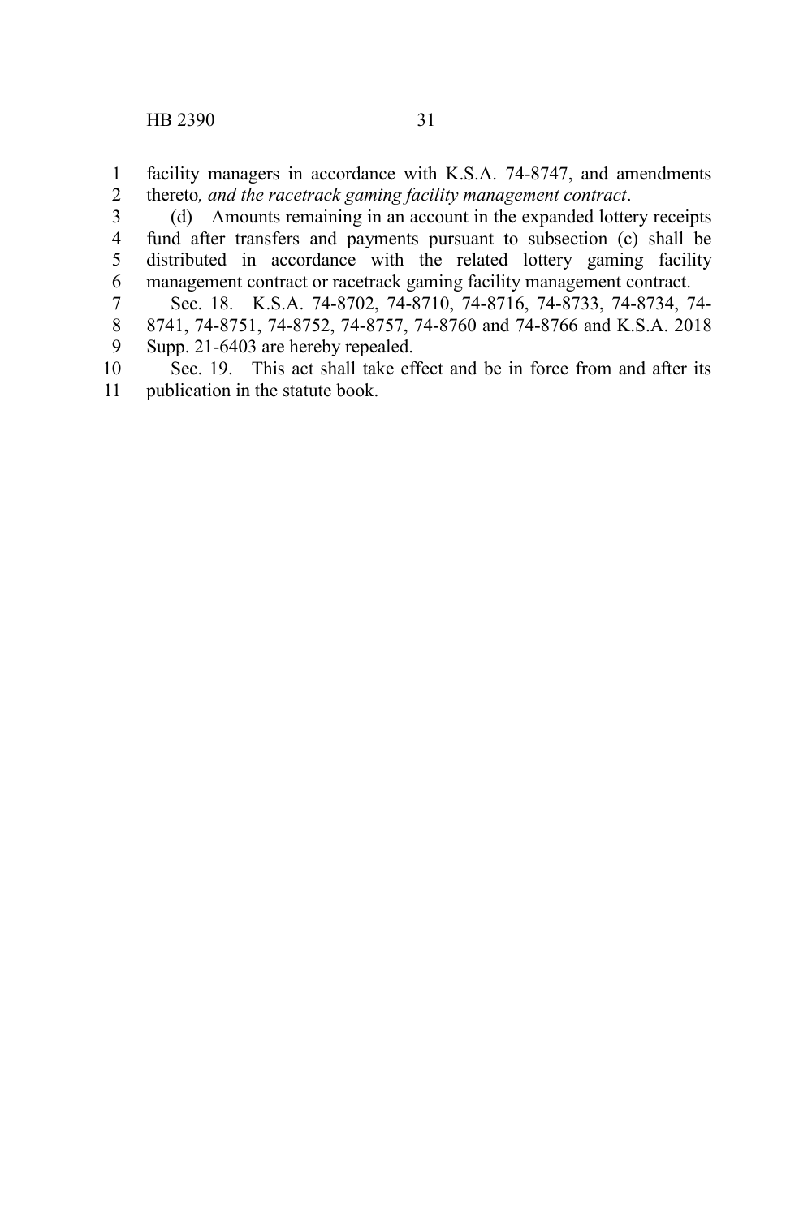facility managers in accordance with K.S.A. 74-8747, and amendments thereto*, and the racetrack gaming facility management contract*.

(d) Amounts remaining in an account in the expanded lottery receipts fund after transfers and payments pursuant to subsection (c) shall be distributed in accordance with the related lottery gaming facility management contract or racetrack gaming facility management contract.

Sec. 18. K.S.A. 74-8702, 74-8710, 74-8716, 74-8733, 74-8734, 74-8741, 74-8751, 74-8752, 74-8757, 74-8760 and 74-8766 and K.S.A. 2018 Supp. 21-6403 are hereby repealed.

Sec. 19. This act shall take effect and be in force from and after its publication in the statute book.